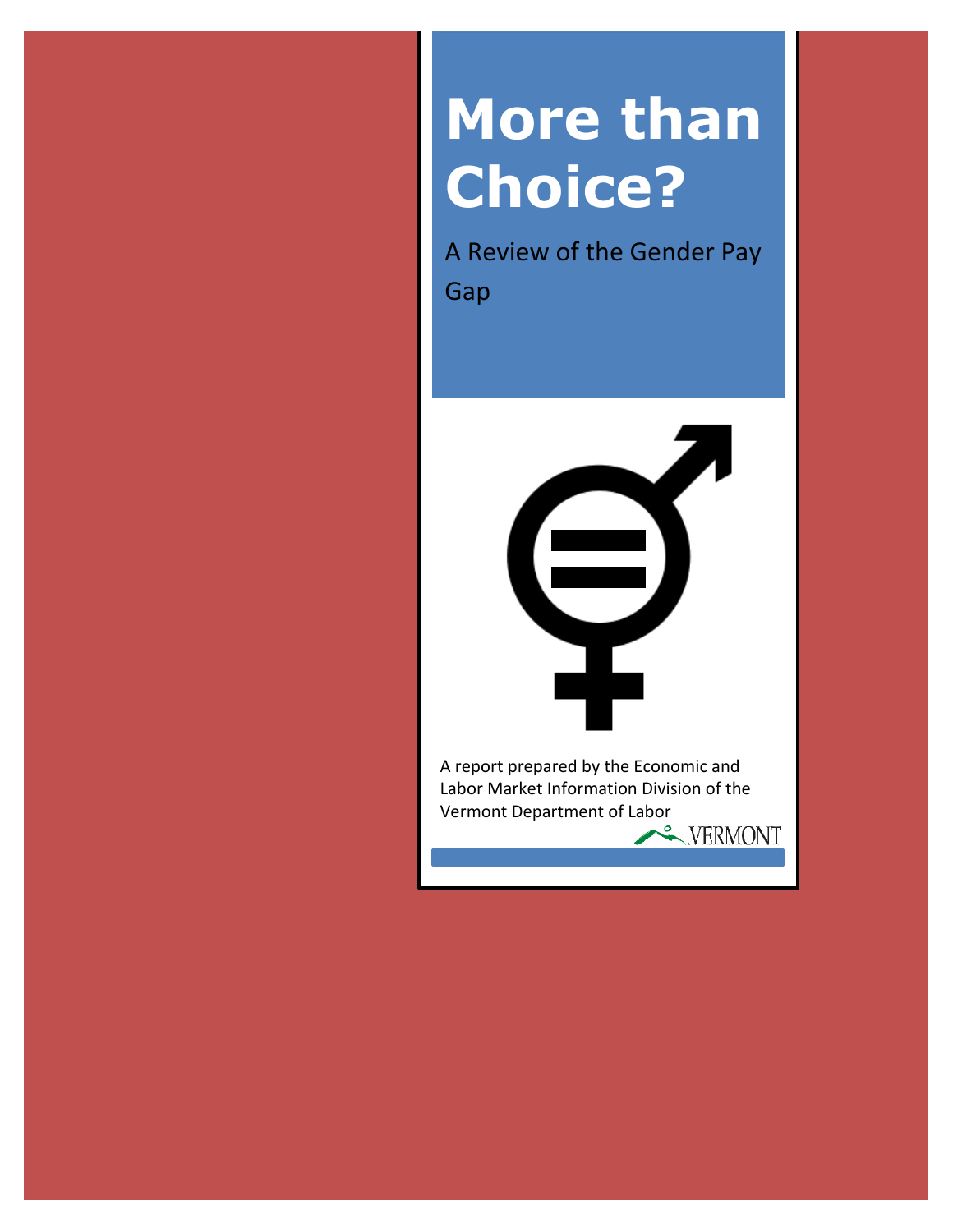# More than Choice?

A Review of the Gender Pay Gap

A report prepared by the Economic and Labor Market Information Division of the Vermont Department of Labor

VERMONT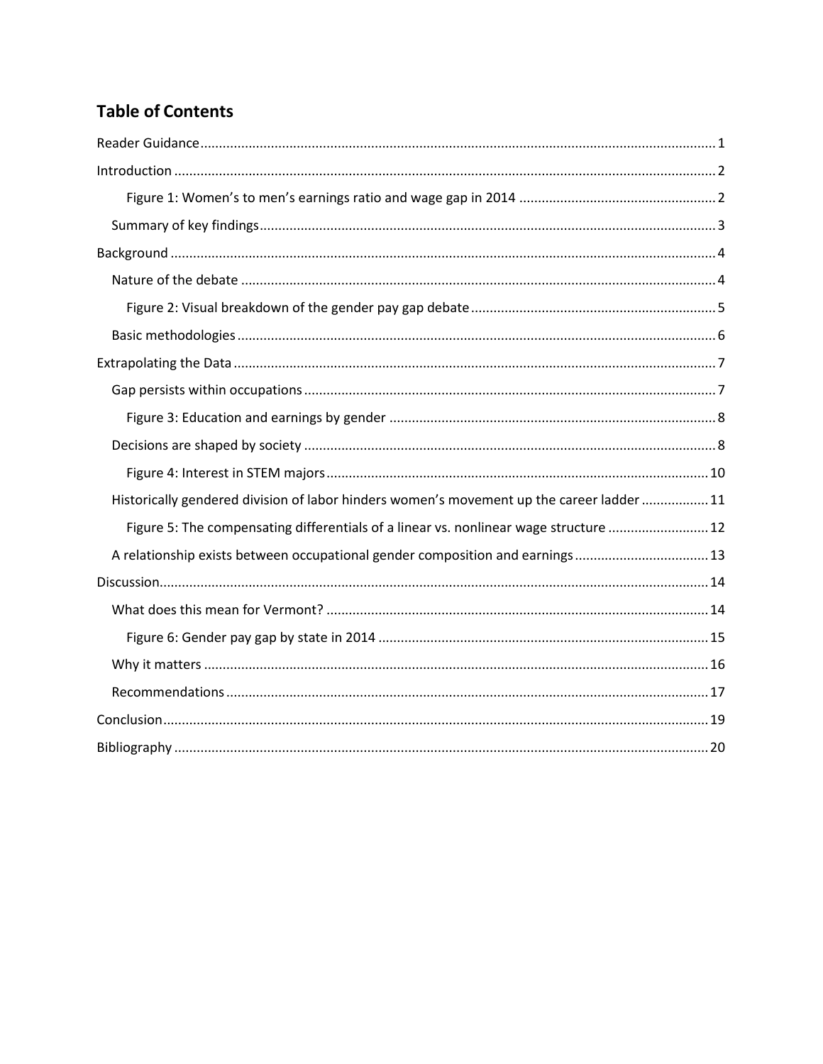## Table of Contents

- Reader Guidance ........ 1
- Introduction ........ 2
    - Figure 1: Women's to men's earnings ratio and wage gap in 2014 ........ 2
  - Summary of key findings ........ 3
- Background ........ 4
  - Nature of the debate ........ 4
    - Figure 2: Visual breakdown of the gender pay gap debate ........ 5
  - Basic methodologies ........ 6
- Extrapolating the Data ........ 7
  - Gap persists within occupations ........ 7
    - Figure 3: Education and earnings by gender ........ 8
  - Decisions are shaped by society ........ 8
    - Figure 4: Interest in STEM majors ........ 10
  - Historically gendered division of labor hinders women's movement up the career ladder ........ 11
    - Figure 5: The compensating differentials of a linear vs. nonlinear wage structure ........ 12
  - A relationship exists between occupational gender composition and earnings ........ 13
- Discussion ........ 14
  - What does this mean for Vermont? ........ 14
    - Figure 6: Gender pay gap by state in 2014 ........ 15
  - Why it matters ........ 16
  - Recommendations ........ 17
- Conclusion ........ 19
- Bibliography ........ 20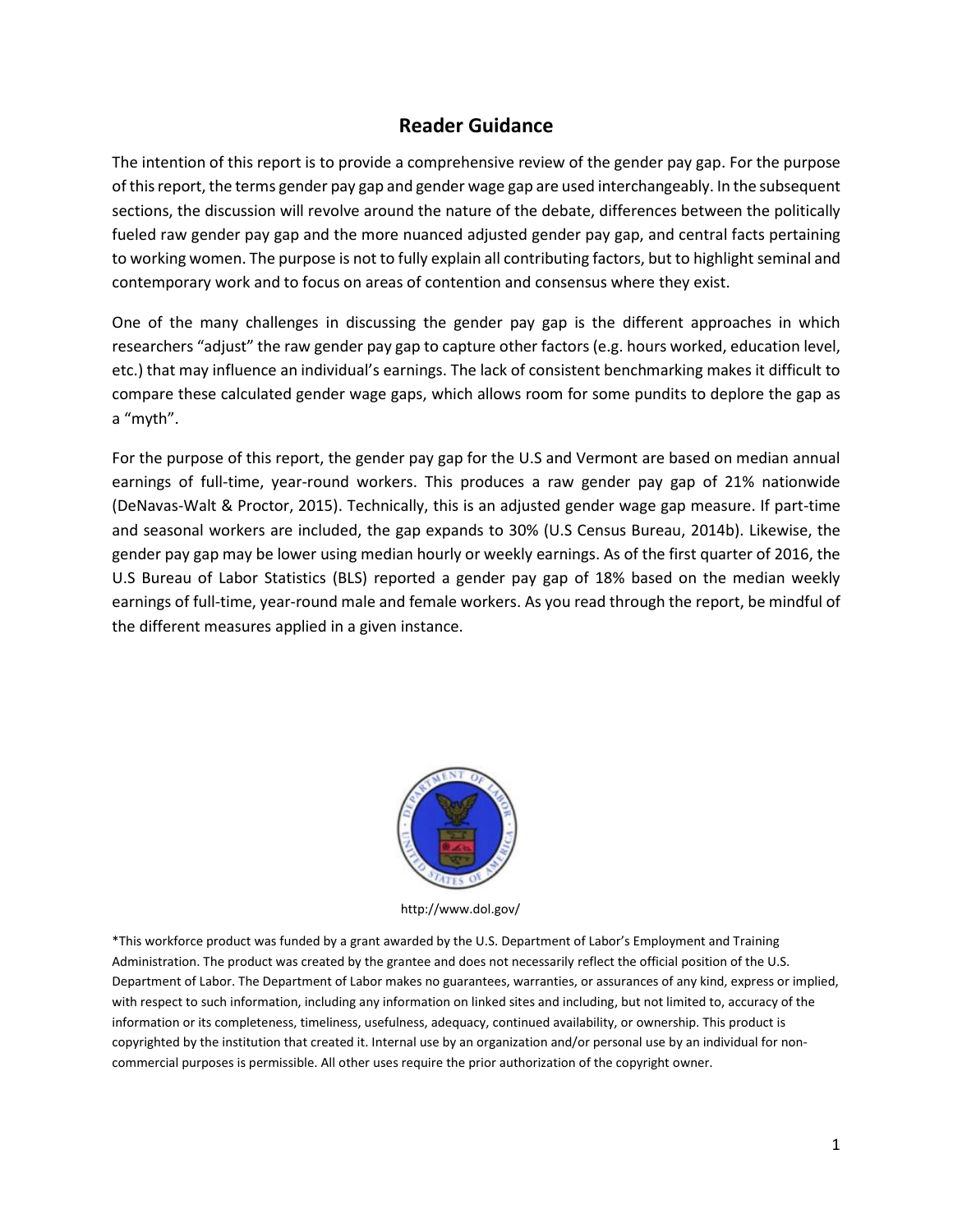## Reader Guidance

The intention of this report is to provide a comprehensive review of the gender pay gap. For the purpose of this report, the terms gender pay gap and gender wage gap are used interchangeably. In the subsequent sections, the discussion will revolve around the nature of the debate, differences between the politically fueled raw gender pay gap and the more nuanced adjusted gender pay gap, and central facts pertaining to working women. The purpose is not to fully explain all contributing factors, but to highlight seminal and contemporary work and to focus on areas of contention and consensus where they exist.

One of the many challenges in discussing the gender pay gap is the different approaches in which researchers "adjust" the raw gender pay gap to capture other factors (e.g. hours worked, education level, etc.) that may influence an individual's earnings. The lack of consistent benchmarking makes it difficult to compare these calculated gender wage gaps, which allows room for some pundits to deplore the gap as a "myth".

For the purpose of this report, the gender pay gap for the U.S and Vermont are based on median annual earnings of full-time, year-round workers. This produces a raw gender pay gap of 21% nationwide (DeNavas-Walt & Proctor, 2015). Technically, this is an adjusted gender wage gap measure. If part-time and seasonal workers are included, the gap expands to 30% (U.S Census Bureau, 2014b). Likewise, the gender pay gap may be lower using median hourly or weekly earnings. As of the first quarter of 2016, the U.S Bureau of Labor Statistics (BLS) reported a gender pay gap of 18% based on the median weekly earnings of full-time, year-round male and female workers. As you read through the report, be mindful of the different measures applied in a given instance.

http://www.dol.gov/

*This workforce product was funded by a grant awarded by the U.S. Department of Labor's Employment and Training Administration. The product was created by the grantee and does not necessarily reflect the official position of the U.S. Department of Labor. The Department of Labor makes no guarantees, warranties, or assurances of any kind, express or implied, with respect to such information, including any information on linked sites and including, but not limited to, accuracy of the information or its completeness, timeliness, usefulness, adequacy, continued availability, or ownership. This product is copyrighted by the institution that created it. Internal use by an organization and/or personal use by an individual for non-commercial purposes is permissible. All other uses require the prior authorization of the copyright owner.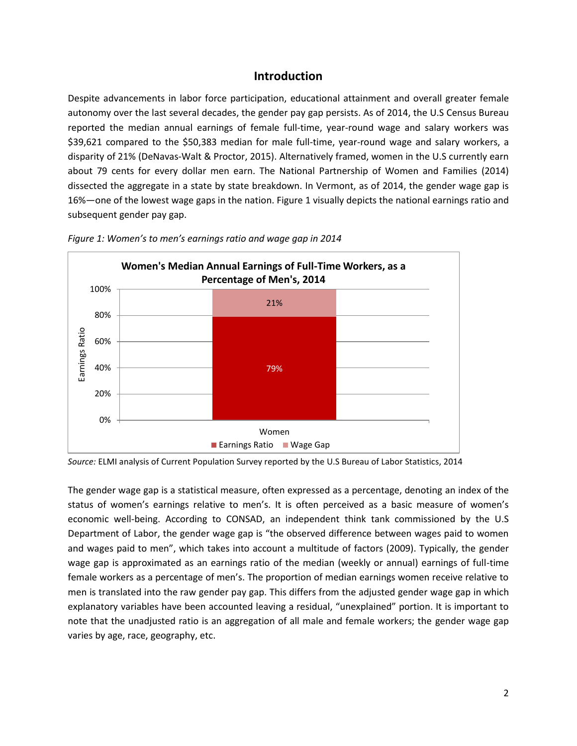# Introduction

Despite advancements in labor force participation, educational attainment and overall greater female autonomy over the last several decades, the gender pay gap persists. As of 2014, the U.S Census Bureau reported the median annual earnings of female full-time, year-round wage and salary workers was $39,621 compared to the $50,383 median for male full-time, year-round wage and salary workers, a disparity of 21% (DeNavas-Walt & Proctor, 2015). Alternatively framed, women in the U.S currently earn about 79 cents for every dollar men earn. The National Partnership of Women and Families (2014) dissected the aggregate in a state by state breakdown. In Vermont, as of 2014, the gender wage gap is 16%—one of the lowest wage gaps in the nation. Figure 1 visually depicts the national earnings ratio and subsequent gender pay gap.

*Figure 1: Women's to men's earnings ratio and wage gap in 2014*

**Women's Median Annual Earnings of Full-Time Workers, as a Percentage of Men's, 2014**

| | Earnings Ratio | Wage Gap |
|---|---|---|
| Women | 79% | 21% |

*Source:* ELMI analysis of Current Population Survey reported by the U.S Bureau of Labor Statistics, 2014

The gender wage gap is a statistical measure, often expressed as a percentage, denoting an index of the status of women's earnings relative to men's. It is often perceived as a basic measure of women's economic well-being. According to CONSAD, an independent think tank commissioned by the U.S Department of Labor, the gender wage gap is "the observed difference between wages paid to women and wages paid to men", which takes into account a multitude of factors (2009). Typically, the gender wage gap is approximated as an earnings ratio of the median (weekly or annual) earnings of full-time female workers as a percentage of men's. The proportion of median earnings women receive relative to men is translated into the raw gender pay gap. This differs from the adjusted gender wage gap in which explanatory variables have been accounted leaving a residual, "unexplained" portion. It is important to note that the unadjusted ratio is an aggregation of all male and female workers; the gender wage gap varies by age, race, geography, etc.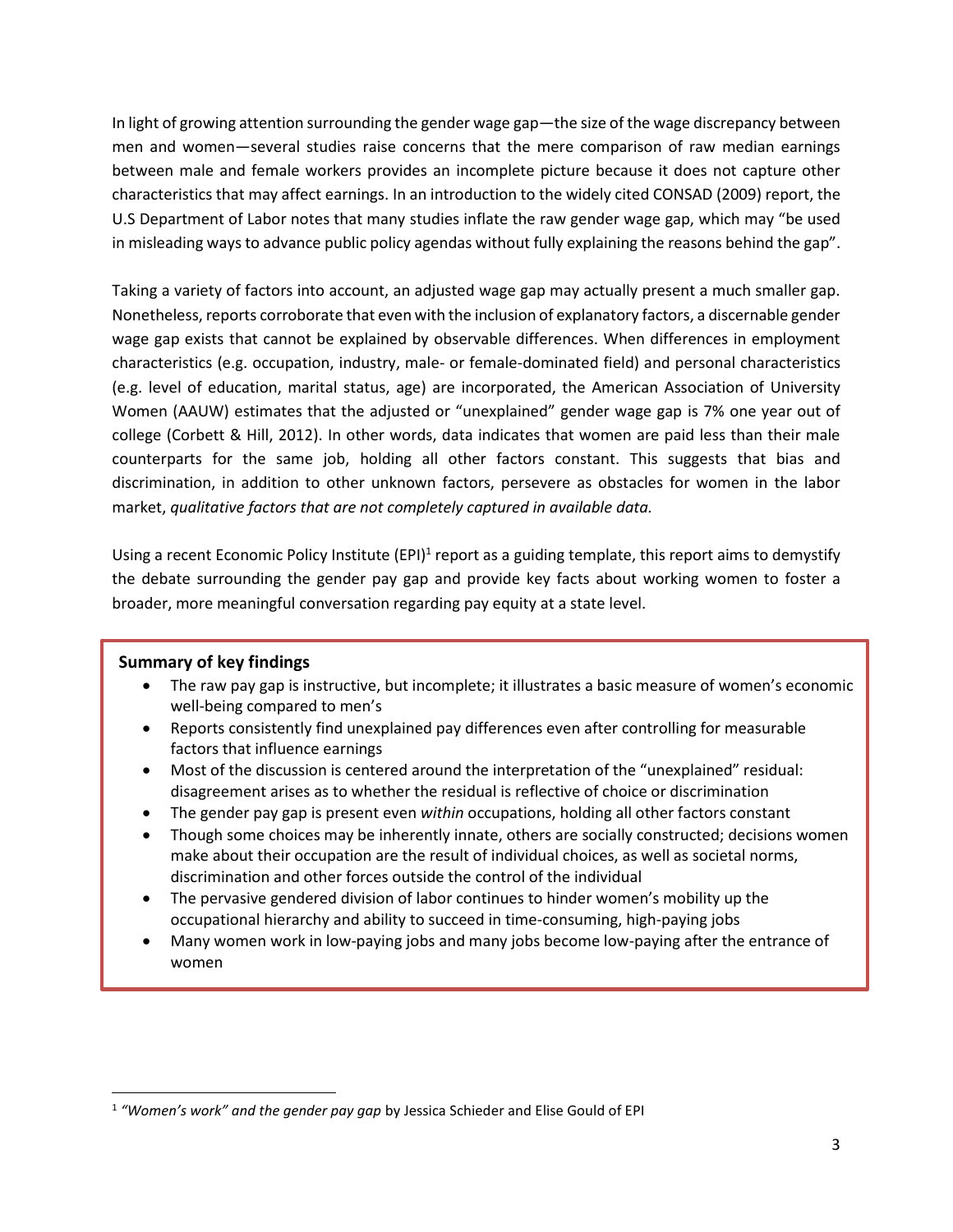In light of growing attention surrounding the gender wage gap—the size of the wage discrepancy between men and women—several studies raise concerns that the mere comparison of raw median earnings between male and female workers provides an incomplete picture because it does not capture other characteristics that may affect earnings. In an introduction to the widely cited CONSAD (2009) report, the U.S Department of Labor notes that many studies inflate the raw gender wage gap, which may "be used in misleading ways to advance public policy agendas without fully explaining the reasons behind the gap".

Taking a variety of factors into account, an adjusted wage gap may actually present a much smaller gap. Nonetheless, reports corroborate that even with the inclusion of explanatory factors, a discernable gender wage gap exists that cannot be explained by observable differences. When differences in employment characteristics (e.g. occupation, industry, male- or female-dominated field) and personal characteristics (e.g. level of education, marital status, age) are incorporated, the American Association of University Women (AAUW) estimates that the adjusted or "unexplained" gender wage gap is 7% one year out of college (Corbett & Hill, 2012). In other words, data indicates that women are paid less than their male counterparts for the same job, holding all other factors constant. This suggests that bias and discrimination, in addition to other unknown factors, persevere as obstacles for women in the labor market, *qualitative factors that are not completely captured in available data.*

Using a recent Economic Policy Institute (EPI)[1] report as a guiding template, this report aims to demystify the debate surrounding the gender pay gap and provide key facts about working women to foster a broader, more meaningful conversation regarding pay equity at a state level.

**Summary of key findings**

- The raw pay gap is instructive, but incomplete; it illustrates a basic measure of women's economic well-being compared to men's
- Reports consistently find unexplained pay differences even after controlling for measurable factors that influence earnings
- Most of the discussion is centered around the interpretation of the "unexplained" residual: disagreement arises as to whether the residual is reflective of choice or discrimination
- The gender pay gap is present even *within* occupations, holding all other factors constant
- Though some choices may be inherently innate, others are socially constructed; decisions women make about their occupation are the result of individual choices, as well as societal norms, discrimination and other forces outside the control of the individual
- The pervasive gendered division of labor continues to hinder women's mobility up the occupational hierarchy and ability to succeed in time-consuming, high-paying jobs
- Many women work in low-paying jobs and many jobs become low-paying after the entrance of women

[1] *"Women's work" and the gender pay gap* by Jessica Schieder and Elise Gould of EPI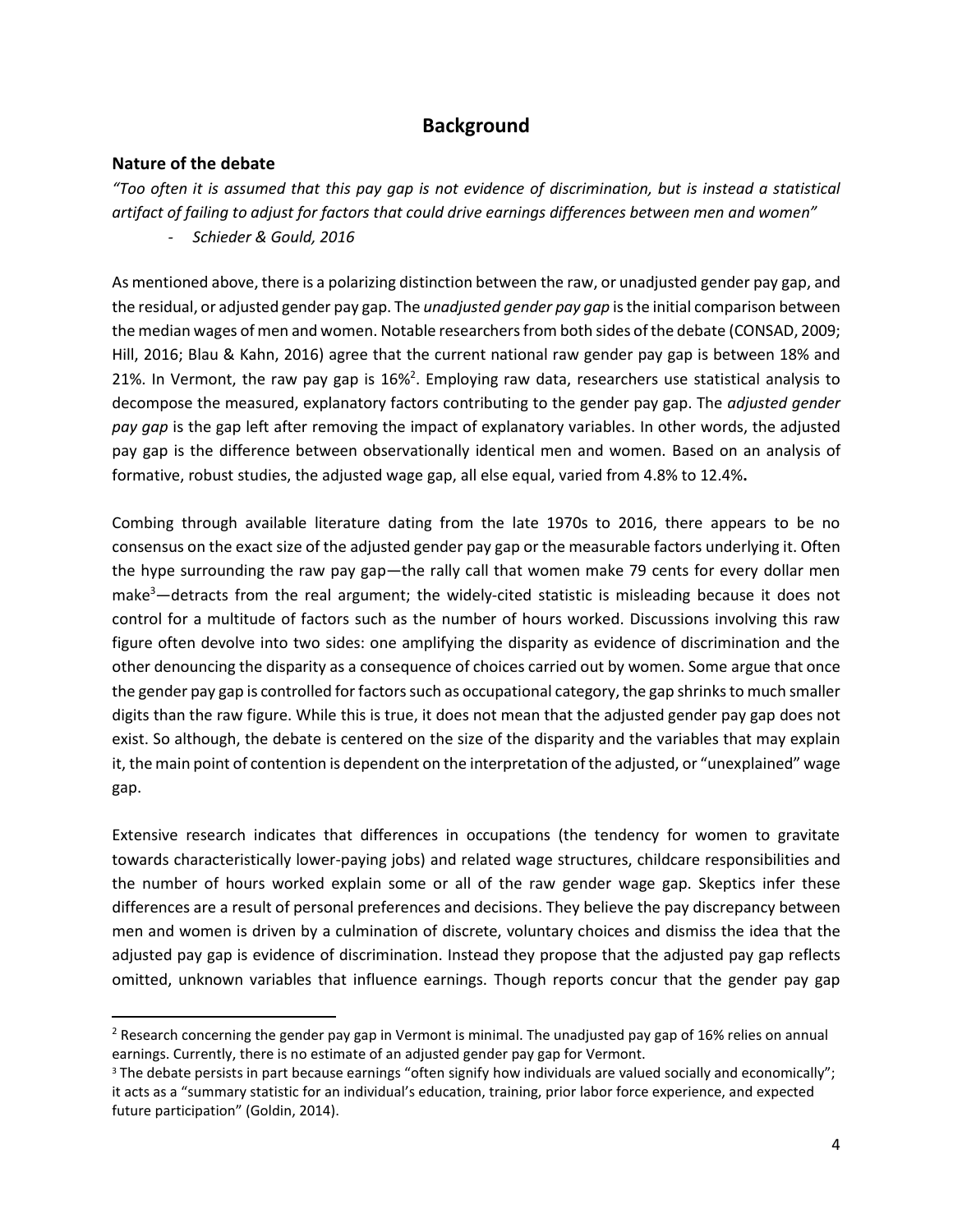## Background

### Nature of the debate

*"Too often it is assumed that this pay gap is not evidence of discrimination, but is instead a statistical artifact of failing to adjust for factors that could drive earnings differences between men and women"*

- *Schieder & Gould, 2016*

As mentioned above, there is a polarizing distinction between the raw, or unadjusted gender pay gap, and the residual, or adjusted gender pay gap. The *unadjusted gender pay gap* is the initial comparison between the median wages of men and women. Notable researchers from both sides of the debate (CONSAD, 2009; Hill, 2016; Blau & Kahn, 2016) agree that the current national raw gender pay gap is between 18% and 21%. In Vermont, the raw pay gap is 16%[2]. Employing raw data, researchers use statistical analysis to decompose the measured, explanatory factors contributing to the gender pay gap. The *adjusted gender pay gap* is the gap left after removing the impact of explanatory variables. In other words, the adjusted pay gap is the difference between observationally identical men and women. Based on an analysis of formative, robust studies, the adjusted wage gap, all else equal, varied from 4.8% to 12.4%**.**

Combing through available literature dating from the late 1970s to 2016, there appears to be no consensus on the exact size of the adjusted gender pay gap or the measurable factors underlying it. Often the hype surrounding the raw pay gap—the rally call that women make 79 cents for every dollar men make[3]—detracts from the real argument; the widely-cited statistic is misleading because it does not control for a multitude of factors such as the number of hours worked. Discussions involving this raw figure often devolve into two sides: one amplifying the disparity as evidence of discrimination and the other denouncing the disparity as a consequence of choices carried out by women. Some argue that once the gender pay gap is controlled for factors such as occupational category, the gap shrinks to much smaller digits than the raw figure. While this is true, it does not mean that the adjusted gender pay gap does not exist. So although, the debate is centered on the size of the disparity and the variables that may explain it, the main point of contention is dependent on the interpretation of the adjusted, or "unexplained" wage gap.

Extensive research indicates that differences in occupations (the tendency for women to gravitate towards characteristically lower-paying jobs) and related wage structures, childcare responsibilities and the number of hours worked explain some or all of the raw gender wage gap. Skeptics infer these differences are a result of personal preferences and decisions. They believe the pay discrepancy between men and women is driven by a culmination of discrete, voluntary choices and dismiss the idea that the adjusted pay gap is evidence of discrimination. Instead they propose that the adjusted pay gap reflects omitted, unknown variables that influence earnings. Though reports concur that the gender pay gap

---

[2] Research concerning the gender pay gap in Vermont is minimal. The unadjusted pay gap of 16% relies on annual earnings. Currently, there is no estimate of an adjusted gender pay gap for Vermont.

[3] The debate persists in part because earnings "often signify how individuals are valued socially and economically"; it acts as a "summary statistic for an individual's education, training, prior labor force experience, and expected future participation" (Goldin, 2014).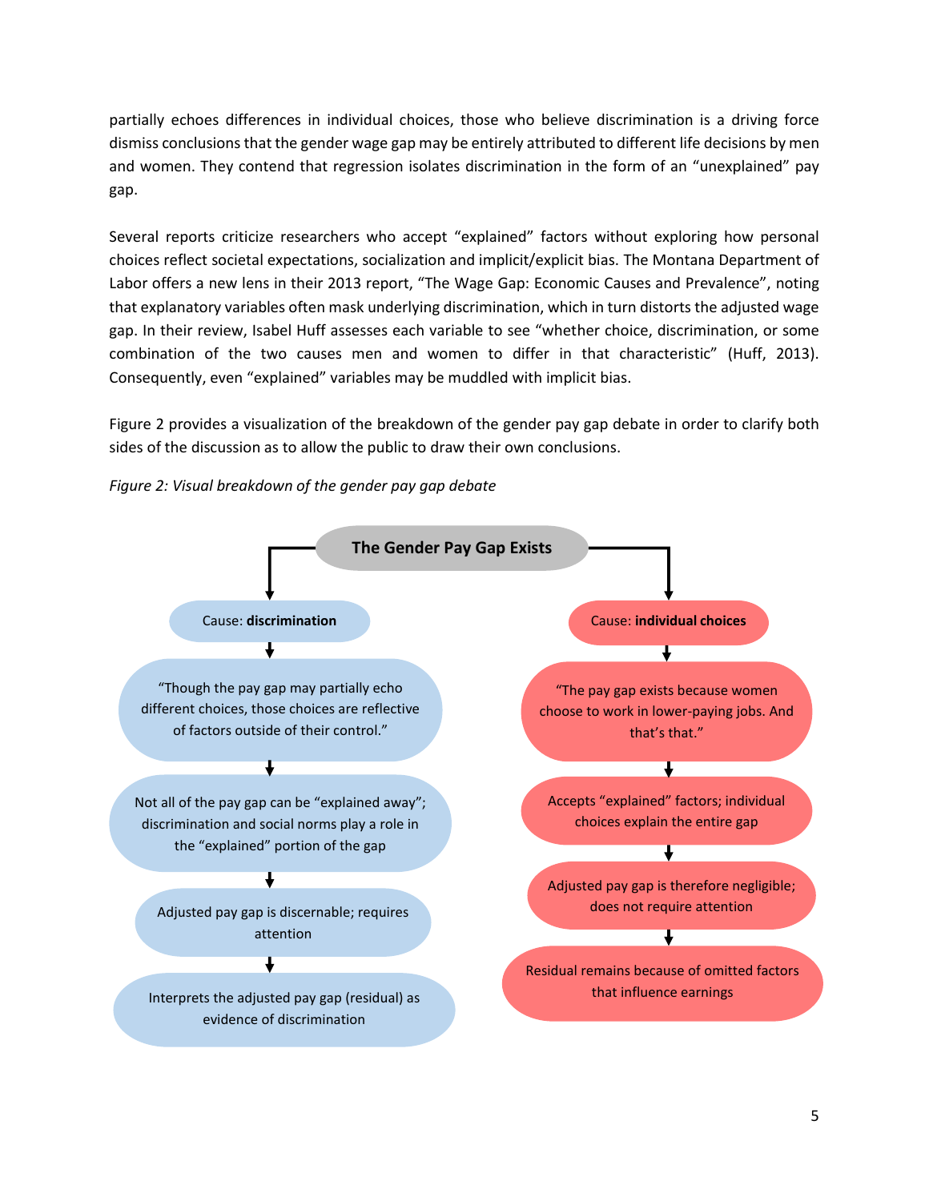partially echoes differences in individual choices, those who believe discrimination is a driving force dismiss conclusions that the gender wage gap may be entirely attributed to different life decisions by men and women. They contend that regression isolates discrimination in the form of an "unexplained" pay gap.

Several reports criticize researchers who accept "explained" factors without exploring how personal choices reflect societal expectations, socialization and implicit/explicit bias. The Montana Department of Labor offers a new lens in their 2013 report, "The Wage Gap: Economic Causes and Prevalence", noting that explanatory variables often mask underlying discrimination, which in turn distorts the adjusted wage gap. In their review, Isabel Huff assesses each variable to see "whether choice, discrimination, or some combination of the two causes men and women to differ in that characteristic" (Huff, 2013). Consequently, even "explained" variables may be muddled with implicit bias.

Figure 2 provides a visualization of the breakdown of the gender pay gap debate in order to clarify both sides of the discussion as to allow the public to draw their own conclusions.

*Figure 2: Visual breakdown of the gender pay gap debate*

**The Gender Pay Gap Exists**

- Cause: **discrimination**
  - "Though the pay gap may partially echo different choices, those choices are reflective of factors outside of their control."
  - Not all of the pay gap can be "explained away"; discrimination and social norms play a role in the "explained" portion of the gap
  - Adjusted pay gap is discernable; requires attention
  - Interprets the adjusted pay gap (residual) as evidence of discrimination

- Cause: **individual choices**
  - "The pay gap exists because women choose to work in lower-paying jobs. And that's that."
  - Accepts "explained" factors; individual choices explain the entire gap
  - Adjusted pay gap is therefore negligible; does not require attention
  - Residual remains because of omitted factors that influence earnings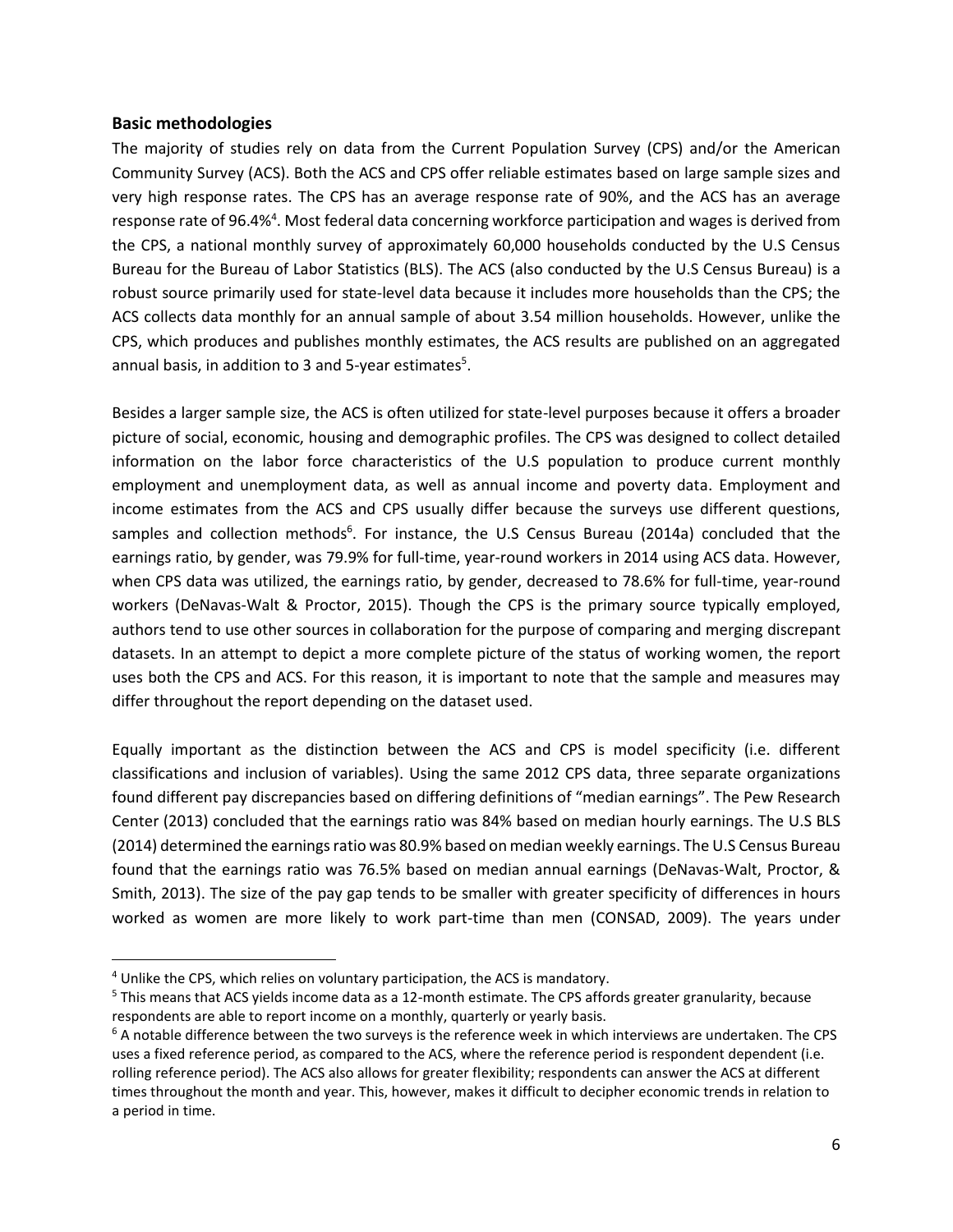## Basic methodologies

The majority of studies rely on data from the Current Population Survey (CPS) and/or the American Community Survey (ACS). Both the ACS and CPS offer reliable estimates based on large sample sizes and very high response rates. The CPS has an average response rate of 90%, and the ACS has an average response rate of 96.4%[4]. Most federal data concerning workforce participation and wages is derived from the CPS, a national monthly survey of approximately 60,000 households conducted by the U.S Census Bureau for the Bureau of Labor Statistics (BLS). The ACS (also conducted by the U.S Census Bureau) is a robust source primarily used for state-level data because it includes more households than the CPS; the ACS collects data monthly for an annual sample of about 3.54 million households. However, unlike the CPS, which produces and publishes monthly estimates, the ACS results are published on an aggregated annual basis, in addition to 3 and 5-year estimates[5].

Besides a larger sample size, the ACS is often utilized for state-level purposes because it offers a broader picture of social, economic, housing and demographic profiles. The CPS was designed to collect detailed information on the labor force characteristics of the U.S population to produce current monthly employment and unemployment data, as well as annual income and poverty data. Employment and income estimates from the ACS and CPS usually differ because the surveys use different questions, samples and collection methods[6]. For instance, the U.S Census Bureau (2014a) concluded that the earnings ratio, by gender, was 79.9% for full-time, year-round workers in 2014 using ACS data. However, when CPS data was utilized, the earnings ratio, by gender, decreased to 78.6% for full-time, year-round workers (DeNavas-Walt & Proctor, 2015). Though the CPS is the primary source typically employed, authors tend to use other sources in collaboration for the purpose of comparing and merging discrepant datasets. In an attempt to depict a more complete picture of the status of working women, the report uses both the CPS and ACS. For this reason, it is important to note that the sample and measures may differ throughout the report depending on the dataset used.

Equally important as the distinction between the ACS and CPS is model specificity (i.e. different classifications and inclusion of variables). Using the same 2012 CPS data, three separate organizations found different pay discrepancies based on differing definitions of "median earnings". The Pew Research Center (2013) concluded that the earnings ratio was 84% based on median hourly earnings. The U.S BLS (2014) determined the earnings ratio was 80.9% based on median weekly earnings. The U.S Census Bureau found that the earnings ratio was 76.5% based on median annual earnings (DeNavas-Walt, Proctor, & Smith, 2013). The size of the pay gap tends to be smaller with greater specificity of differences in hours worked as women are more likely to work part-time than men (CONSAD, 2009). The years under

---

[4] Unlike the CPS, which relies on voluntary participation, the ACS is mandatory.

[5] This means that ACS yields income data as a 12-month estimate. The CPS affords greater granularity, because respondents are able to report income on a monthly, quarterly or yearly basis.

[6] A notable difference between the two surveys is the reference week in which interviews are undertaken. The CPS uses a fixed reference period, as compared to the ACS, where the reference period is respondent dependent (i.e. rolling reference period). The ACS also allows for greater flexibility; respondents can answer the ACS at different times throughout the month and year. This, however, makes it difficult to decipher economic trends in relation to a period in time.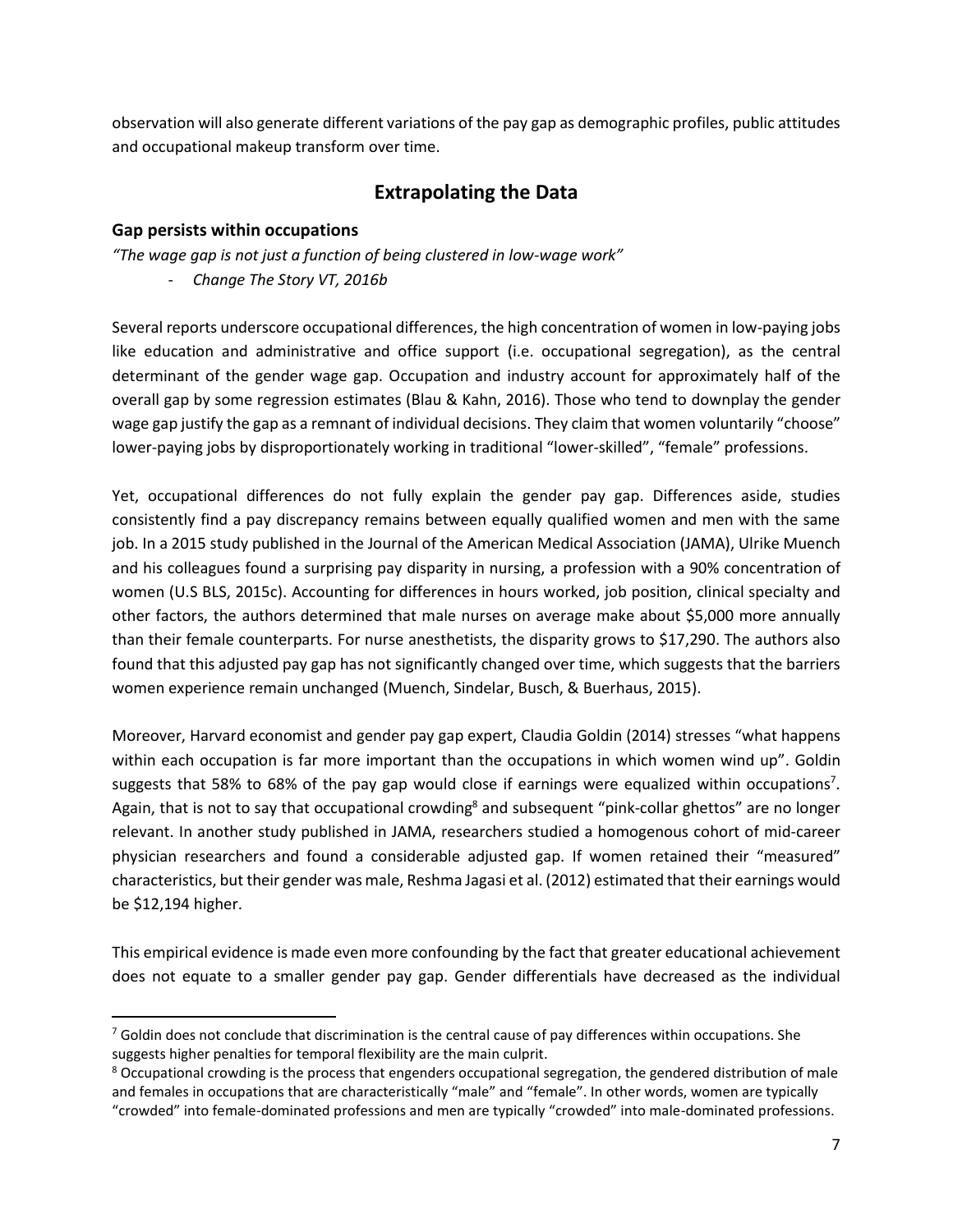observation will also generate different variations of the pay gap as demographic profiles, public attitudes and occupational makeup transform over time.

## Extrapolating the Data

### Gap persists within occupations

*"The wage gap is not just a function of being clustered in low-wage work"*

- *Change The Story VT, 2016b*

Several reports underscore occupational differences, the high concentration of women in low-paying jobs like education and administrative and office support (i.e. occupational segregation), as the central determinant of the gender wage gap. Occupation and industry account for approximately half of the overall gap by some regression estimates (Blau & Kahn, 2016). Those who tend to downplay the gender wage gap justify the gap as a remnant of individual decisions. They claim that women voluntarily "choose" lower-paying jobs by disproportionately working in traditional "lower-skilled", "female" professions.

Yet, occupational differences do not fully explain the gender pay gap. Differences aside, studies consistently find a pay discrepancy remains between equally qualified women and men with the same job. In a 2015 study published in the Journal of the American Medical Association (JAMA), Ulrike Muench and his colleagues found a surprising pay disparity in nursing, a profession with a 90% concentration of women (U.S BLS, 2015c). Accounting for differences in hours worked, job position, clinical specialty and other factors, the authors determined that male nurses on average make about $5,000 more annually than their female counterparts. For nurse anesthetists, the disparity grows to $17,290. The authors also found that this adjusted pay gap has not significantly changed over time, which suggests that the barriers women experience remain unchanged (Muench, Sindelar, Busch, & Buerhaus, 2015).

Moreover, Harvard economist and gender pay gap expert, Claudia Goldin (2014) stresses "what happens within each occupation is far more important than the occupations in which women wind up". Goldin suggests that 58% to 68% of the pay gap would close if earnings were equalized within occupations[7]. Again, that is not to say that occupational crowding[8] and subsequent "pink-collar ghettos" are no longer relevant. In another study published in JAMA, researchers studied a homogenous cohort of mid-career physician researchers and found a considerable adjusted gap. If women retained their "measured" characteristics, but their gender was male, Reshma Jagasi et al. (2012) estimated that their earnings would be $12,194 higher.

This empirical evidence is made even more confounding by the fact that greater educational achievement does not equate to a smaller gender pay gap. Gender differentials have decreased as the individual

---

[7] Goldin does not conclude that discrimination is the central cause of pay differences within occupations. She suggests higher penalties for temporal flexibility are the main culprit.

[8] Occupational crowding is the process that engenders occupational segregation, the gendered distribution of male and females in occupations that are characteristically "male" and "female". In other words, women are typically "crowded" into female-dominated professions and men are typically "crowded" into male-dominated professions.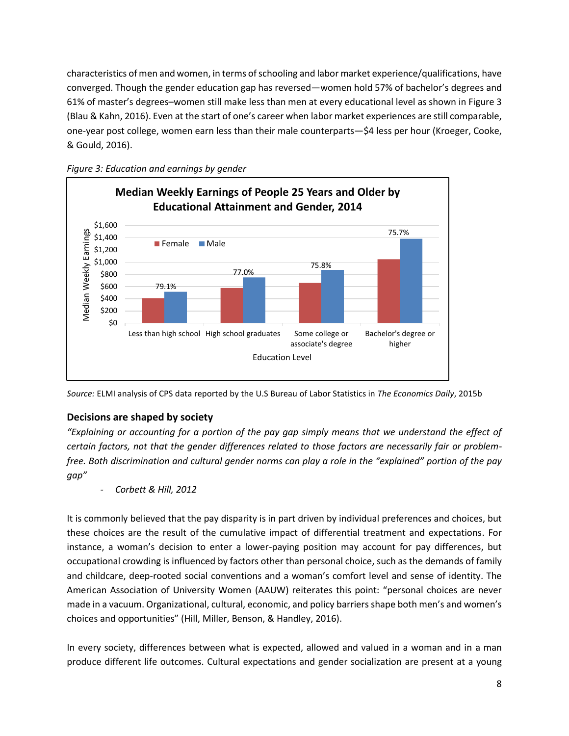characteristics of men and women, in terms of schooling and labor market experience/qualifications, have converged. Though the gender education gap has reversed—women hold 57% of bachelor's degrees and 61% of master's degrees–women still make less than men at every educational level as shown in Figure 3 (Blau & Kahn, 2016). Even at the start of one's career when labor market experiences are still comparable, one-year post college, women earn less than their male counterparts—$4 less per hour (Kroeger, Cooke, & Gould, 2016).

*Figure 3: Education and earnings by gender*

**Median Weekly Earnings of People 25 Years and Older by Educational Attainment and Gender, 2014**

| Education Level | Female-to-male earnings ratio |
| --- | --- |
| Less than high school | 79.1% |
| High school graduates | 77.0% |
| Some college or associate's degree | 75.8% |
| Bachelor's degree or higher | 75.7% |

*Source:* ELMI analysis of CPS data reported by the U.S Bureau of Labor Statistics in *The Economics Daily*, 2015b

### Decisions are shaped by society

*"Explaining or accounting for a portion of the pay gap simply means that we understand the effect of certain factors, not that the gender differences related to those factors are necessarily fair or problem-free. Both discrimination and cultural gender norms can play a role in the "explained" portion of the pay gap"*

- *Corbett & Hill, 2012*

It is commonly believed that the pay disparity is in part driven by individual preferences and choices, but these choices are the result of the cumulative impact of differential treatment and expectations. For instance, a woman's decision to enter a lower-paying position may account for pay differences, but occupational crowding is influenced by factors other than personal choice, such as the demands of family and childcare, deep-rooted social conventions and a woman's comfort level and sense of identity. The American Association of University Women (AAUW) reiterates this point: "personal choices are never made in a vacuum. Organizational, cultural, economic, and policy barriers shape both men's and women's choices and opportunities" (Hill, Miller, Benson, & Handley, 2016).

In every society, differences between what is expected, allowed and valued in a woman and in a man produce different life outcomes. Cultural expectations and gender socialization are present at a young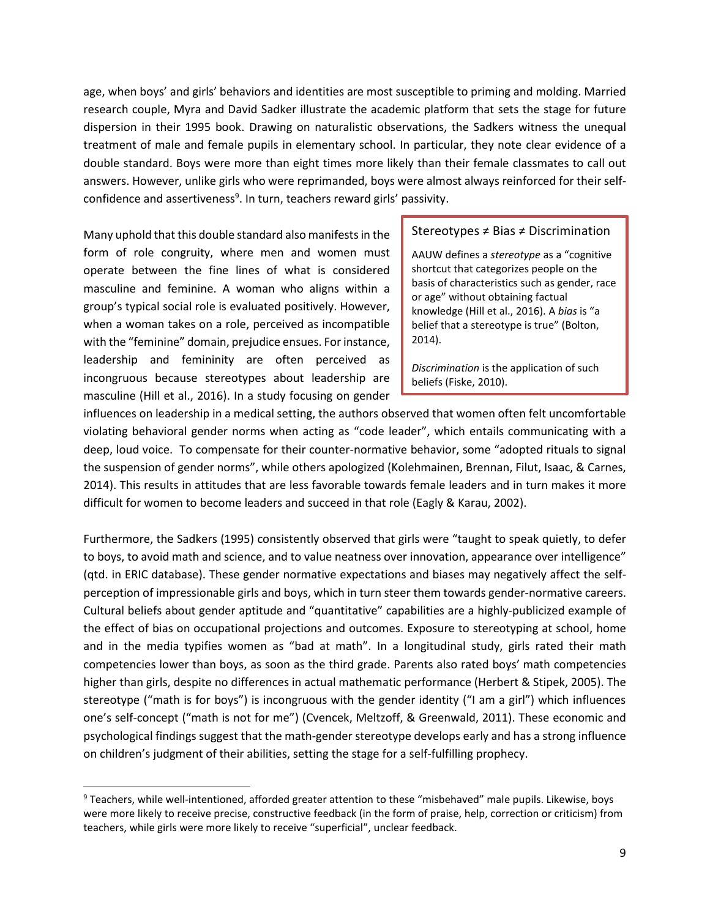age, when boys' and girls' behaviors and identities are most susceptible to priming and molding. Married research couple, Myra and David Sadker illustrate the academic platform that sets the stage for future dispersion in their 1995 book. Drawing on naturalistic observations, the Sadkers witness the unequal treatment of male and female pupils in elementary school. In particular, they note clear evidence of a double standard. Boys were more than eight times more likely than their female classmates to call out answers. However, unlike girls who were reprimanded, boys were almost always reinforced for their self-confidence and assertiveness[9]. In turn, teachers reward girls' passivity.

Many uphold that this double standard also manifests in the form of role congruity, where men and women must operate between the fine lines of what is considered masculine and feminine. A woman who aligns within a group's typical social role is evaluated positively. However, when a woman takes on a role, perceived as incompatible with the "feminine" domain, prejudice ensues. For instance, leadership and femininity are often perceived as incongruous because stereotypes about leadership are masculine (Hill et al., 2016). In a study focusing on gender influences on leadership in a medical setting, the authors observed that women often felt uncomfortable violating behavioral gender norms when acting as "code leader", which entails communicating with a deep, loud voice. To compensate for their counter-normative behavior, some "adopted rituals to signal the suspension of gender norms", while others apologized (Kolehmainen, Brennan, Filut, Isaac, & Carnes, 2014). This results in attitudes that are less favorable towards female leaders and in turn makes it more difficult for women to become leaders and succeed in that role (Eagly & Karau, 2002).

> **Stereotypes ≠ Bias ≠ Discrimination**
>
> AAUW defines a *stereotype* as a "cognitive shortcut that categorizes people on the basis of characteristics such as gender, race or age" without obtaining factual knowledge (Hill et al., 2016). A *bias* is "a belief that a stereotype is true" (Bolton, 2014).
>
> *Discrimination* is the application of such beliefs (Fiske, 2010).

Furthermore, the Sadkers (1995) consistently observed that girls were "taught to speak quietly, to defer to boys, to avoid math and science, and to value neatness over innovation, appearance over intelligence" (qtd. in ERIC database). These gender normative expectations and biases may negatively affect the self-perception of impressionable girls and boys, which in turn steer them towards gender-normative careers. Cultural beliefs about gender aptitude and "quantitative" capabilities are a highly-publicized example of the effect of bias on occupational projections and outcomes. Exposure to stereotyping at school, home and in the media typifies women as "bad at math". In a longitudinal study, girls rated their math competencies lower than boys, as soon as the third grade. Parents also rated boys' math competencies higher than girls, despite no differences in actual mathematic performance (Herbert & Stipek, 2005). The stereotype ("math is for boys") is incongruous with the gender identity ("I am a girl") which influences one's self-concept ("math is not for me") (Cvencek, Meltzoff, & Greenwald, 2011). These economic and psychological findings suggest that the math-gender stereotype develops early and has a strong influence on children's judgment of their abilities, setting the stage for a self-fulfilling prophecy.

[9] Teachers, while well-intentioned, afforded greater attention to these "misbehaved" male pupils. Likewise, boys were more likely to receive precise, constructive feedback (in the form of praise, help, correction or criticism) from teachers, while girls were more likely to receive "superficial", unclear feedback.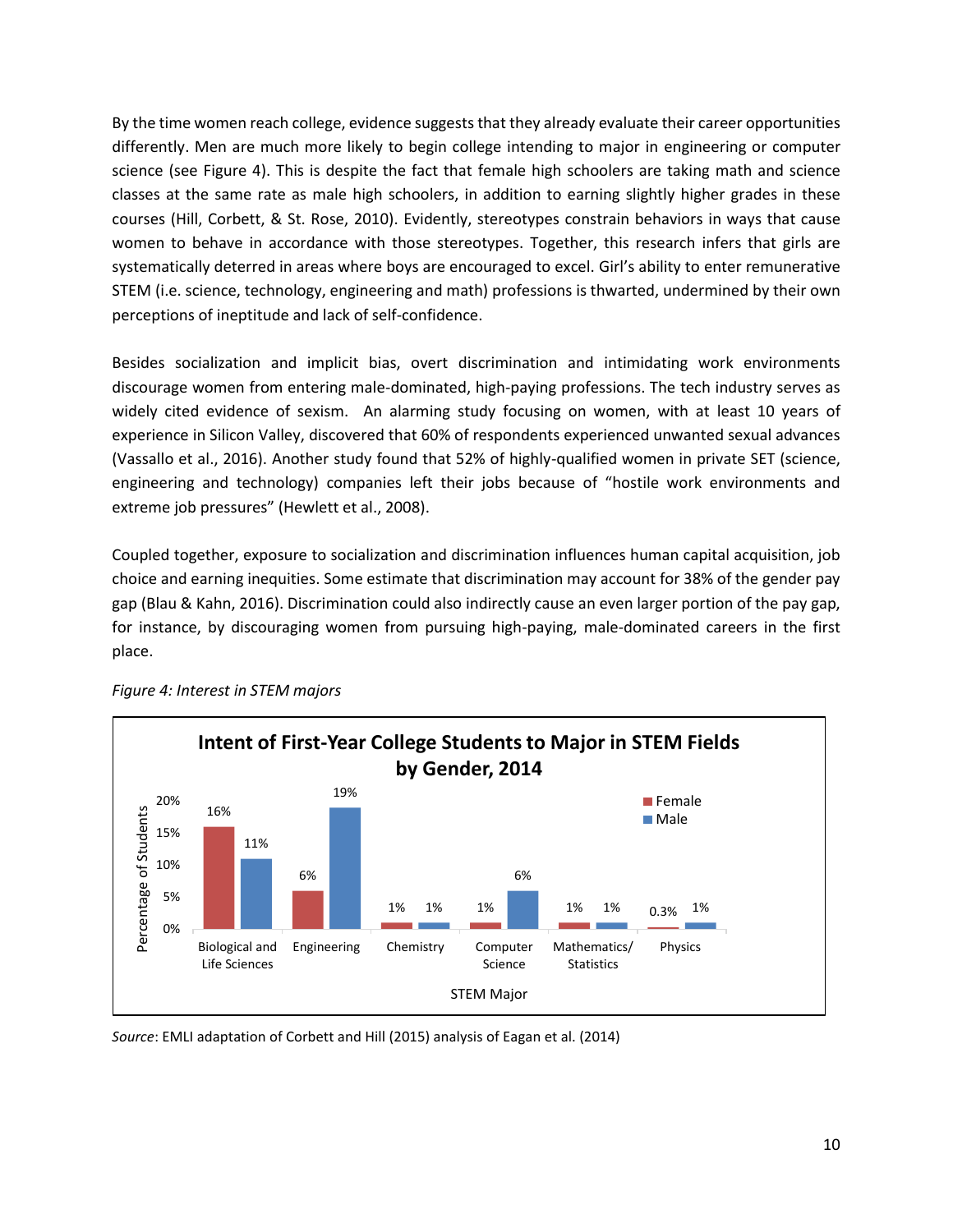By the time women reach college, evidence suggests that they already evaluate their career opportunities differently. Men are much more likely to begin college intending to major in engineering or computer science (see Figure 4). This is despite the fact that female high schoolers are taking math and science classes at the same rate as male high schoolers, in addition to earning slightly higher grades in these courses (Hill, Corbett, & St. Rose, 2010). Evidently, stereotypes constrain behaviors in ways that cause women to behave in accordance with those stereotypes. Together, this research infers that girls are systematically deterred in areas where boys are encouraged to excel. Girl's ability to enter remunerative STEM (i.e. science, technology, engineering and math) professions is thwarted, undermined by their own perceptions of ineptitude and lack of self-confidence.

Besides socialization and implicit bias, overt discrimination and intimidating work environments discourage women from entering male-dominated, high-paying professions. The tech industry serves as widely cited evidence of sexism. An alarming study focusing on women, with at least 10 years of experience in Silicon Valley, discovered that 60% of respondents experienced unwanted sexual advances (Vassallo et al., 2016). Another study found that 52% of highly-qualified women in private SET (science, engineering and technology) companies left their jobs because of "hostile work environments and extreme job pressures" (Hewlett et al., 2008).

Coupled together, exposure to socialization and discrimination influences human capital acquisition, job choice and earning inequities. Some estimate that discrimination may account for 38% of the gender pay gap (Blau & Kahn, 2016). Discrimination could also indirectly cause an even larger portion of the pay gap, for instance, by discouraging women from pursuing high-paying, male-dominated careers in the first place.

*Figure 4: Interest in STEM majors*

**Intent of First-Year College Students to Major in STEM Fields by Gender, 2014**

| STEM Major | Female | Male |
|---|---|---|
| Biological and Life Sciences | 16% | 11% |
| Engineering | 6% | 19% |
| Chemistry | 1% | 1% |
| Computer Science | 1% | 6% |
| Mathematics/ Statistics | 1% | 1% |
| Physics | 0.3% | 1% |

*Source*: EMLI adaptation of Corbett and Hill (2015) analysis of Eagan et al. (2014)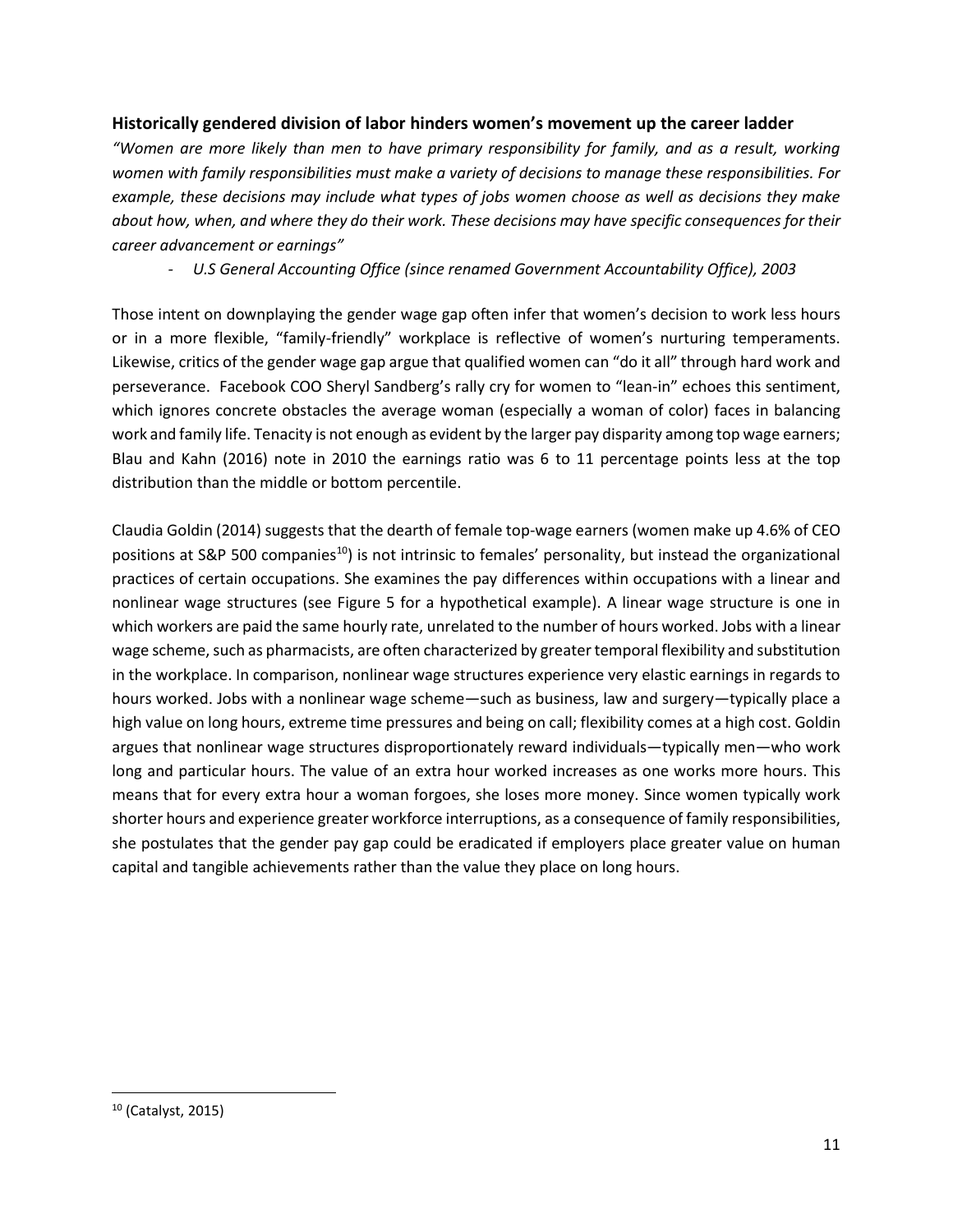### Historically gendered division of labor hinders women's movement up the career ladder

*"Women are more likely than men to have primary responsibility for family, and as a result, working women with family responsibilities must make a variety of decisions to manage these responsibilities. For example, these decisions may include what types of jobs women choose as well as decisions they make about how, when, and where they do their work. These decisions may have specific consequences for their career advancement or earnings"*

- *U.S General Accounting Office (since renamed Government Accountability Office), 2003*

Those intent on downplaying the gender wage gap often infer that women's decision to work less hours or in a more flexible, "family-friendly" workplace is reflective of women's nurturing temperaments. Likewise, critics of the gender wage gap argue that qualified women can "do it all" through hard work and perseverance. Facebook COO Sheryl Sandberg's rally cry for women to "lean-in" echoes this sentiment, which ignores concrete obstacles the average woman (especially a woman of color) faces in balancing work and family life. Tenacity is not enough as evident by the larger pay disparity among top wage earners; Blau and Kahn (2016) note in 2010 the earnings ratio was 6 to 11 percentage points less at the top distribution than the middle or bottom percentile.

Claudia Goldin (2014) suggests that the dearth of female top-wage earners (women make up 4.6% of CEO positions at S&P 500 companies[10]) is not intrinsic to females' personality, but instead the organizational practices of certain occupations. She examines the pay differences within occupations with a linear and nonlinear wage structures (see Figure 5 for a hypothetical example). A linear wage structure is one in which workers are paid the same hourly rate, unrelated to the number of hours worked. Jobs with a linear wage scheme, such as pharmacists, are often characterized by greater temporal flexibility and substitution in the workplace. In comparison, nonlinear wage structures experience very elastic earnings in regards to hours worked. Jobs with a nonlinear wage scheme—such as business, law and surgery—typically place a high value on long hours, extreme time pressures and being on call; flexibility comes at a high cost. Goldin argues that nonlinear wage structures disproportionately reward individuals—typically men—who work long and particular hours. The value of an extra hour worked increases as one works more hours. This means that for every extra hour a woman forgoes, she loses more money. Since women typically work shorter hours and experience greater workforce interruptions, as a consequence of family responsibilities, she postulates that the gender pay gap could be eradicated if employers place greater value on human capital and tangible achievements rather than the value they place on long hours.

[10] (Catalyst, 2015)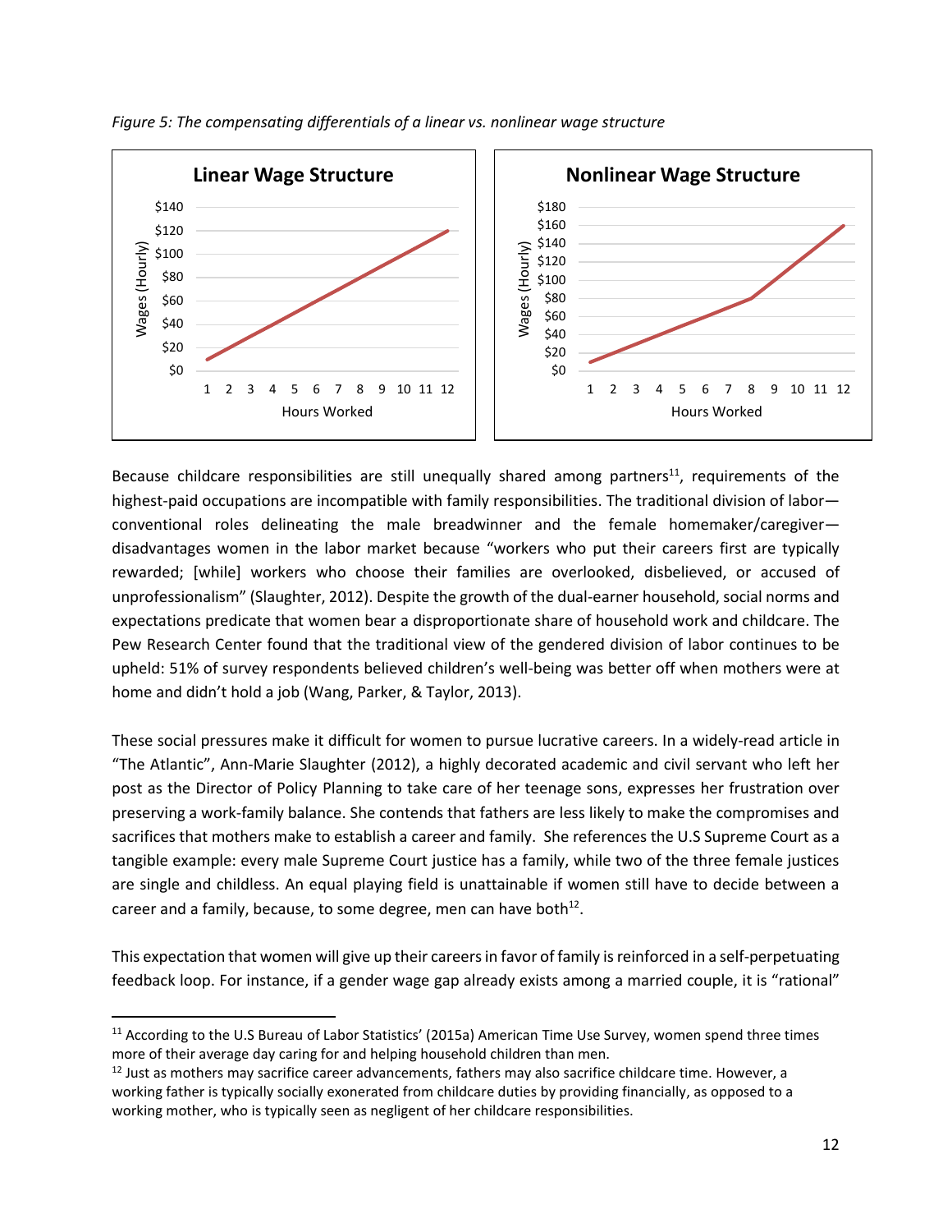*Figure 5: The compensating differentials of a linear vs. nonlinear wage structure*

Because childcare responsibilities are still unequally shared among partners[11], requirements of the highest-paid occupations are incompatible with family responsibilities. The traditional division of labor—conventional roles delineating the male breadwinner and the female homemaker/caregiver—disadvantages women in the labor market because "workers who put their careers first are typically rewarded; [while] workers who choose their families are overlooked, disbelieved, or accused of unprofessionalism" (Slaughter, 2012). Despite the growth of the dual-earner household, social norms and expectations predicate that women bear a disproportionate share of household work and childcare. The Pew Research Center found that the traditional view of the gendered division of labor continues to be upheld: 51% of survey respondents believed children's well-being was better off when mothers were at home and didn't hold a job (Wang, Parker, & Taylor, 2013).

These social pressures make it difficult for women to pursue lucrative careers. In a widely-read article in "The Atlantic", Ann-Marie Slaughter (2012), a highly decorated academic and civil servant who left her post as the Director of Policy Planning to take care of her teenage sons, expresses her frustration over preserving a work-family balance. She contends that fathers are less likely to make the compromises and sacrifices that mothers make to establish a career and family. She references the U.S Supreme Court as a tangible example: every male Supreme Court justice has a family, while two of the three female justices are single and childless. An equal playing field is unattainable if women still have to decide between a career and a family, because, to some degree, men can have both[12].

This expectation that women will give up their careers in favor of family is reinforced in a self-perpetuating feedback loop. For instance, if a gender wage gap already exists among a married couple, it is "rational"

---

[11] According to the U.S Bureau of Labor Statistics' (2015a) American Time Use Survey, women spend three times more of their average day caring for and helping household children than men.

[12] Just as mothers may sacrifice career advancements, fathers may also sacrifice childcare time. However, a working father is typically socially exonerated from childcare duties by providing financially, as opposed to a working mother, who is typically seen as negligent of her childcare responsibilities.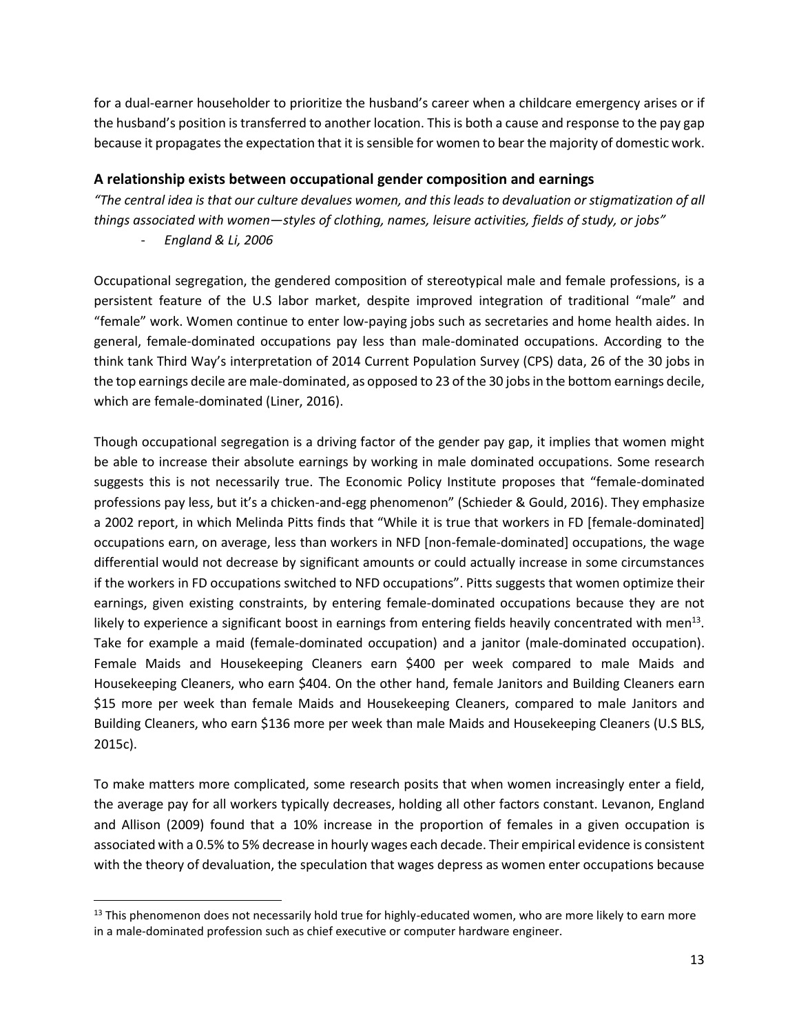for a dual-earner householder to prioritize the husband's career when a childcare emergency arises or if the husband's position is transferred to another location. This is both a cause and response to the pay gap because it propagates the expectation that it is sensible for women to bear the majority of domestic work.

### A relationship exists between occupational gender composition and earnings

*"The central idea is that our culture devalues women, and this leads to devaluation or stigmatization of all things associated with women—styles of clothing, names, leisure activities, fields of study, or jobs"*

- *England & Li, 2006*

Occupational segregation, the gendered composition of stereotypical male and female professions, is a persistent feature of the U.S labor market, despite improved integration of traditional "male" and "female" work. Women continue to enter low-paying jobs such as secretaries and home health aides. In general, female-dominated occupations pay less than male-dominated occupations. According to the think tank Third Way's interpretation of 2014 Current Population Survey (CPS) data, 26 of the 30 jobs in the top earnings decile are male-dominated, as opposed to 23 of the 30 jobs in the bottom earnings decile, which are female-dominated (Liner, 2016).

Though occupational segregation is a driving factor of the gender pay gap, it implies that women might be able to increase their absolute earnings by working in male dominated occupations. Some research suggests this is not necessarily true. The Economic Policy Institute proposes that "female-dominated professions pay less, but it's a chicken-and-egg phenomenon" (Schieder & Gould, 2016). They emphasize a 2002 report, in which Melinda Pitts finds that "While it is true that workers in FD [female-dominated] occupations earn, on average, less than workers in NFD [non-female-dominated] occupations, the wage differential would not decrease by significant amounts or could actually increase in some circumstances if the workers in FD occupations switched to NFD occupations". Pitts suggests that women optimize their earnings, given existing constraints, by entering female-dominated occupations because they are not likely to experience a significant boost in earnings from entering fields heavily concentrated with men[13]. Take for example a maid (female-dominated occupation) and a janitor (male-dominated occupation). Female Maids and Housekeeping Cleaners earn $400 per week compared to male Maids and Housekeeping Cleaners, who earn $404. On the other hand, female Janitors and Building Cleaners earn $15 more per week than female Maids and Housekeeping Cleaners, compared to male Janitors and Building Cleaners, who earn $136 more per week than male Maids and Housekeeping Cleaners (U.S BLS, 2015c).

To make matters more complicated, some research posits that when women increasingly enter a field, the average pay for all workers typically decreases, holding all other factors constant. Levanon, England and Allison (2009) found that a 10% increase in the proportion of females in a given occupation is associated with a 0.5% to 5% decrease in hourly wages each decade. Their empirical evidence is consistent with the theory of devaluation, the speculation that wages depress as women enter occupations because

[13] This phenomenon does not necessarily hold true for highly-educated women, who are more likely to earn more in a male-dominated profession such as chief executive or computer hardware engineer.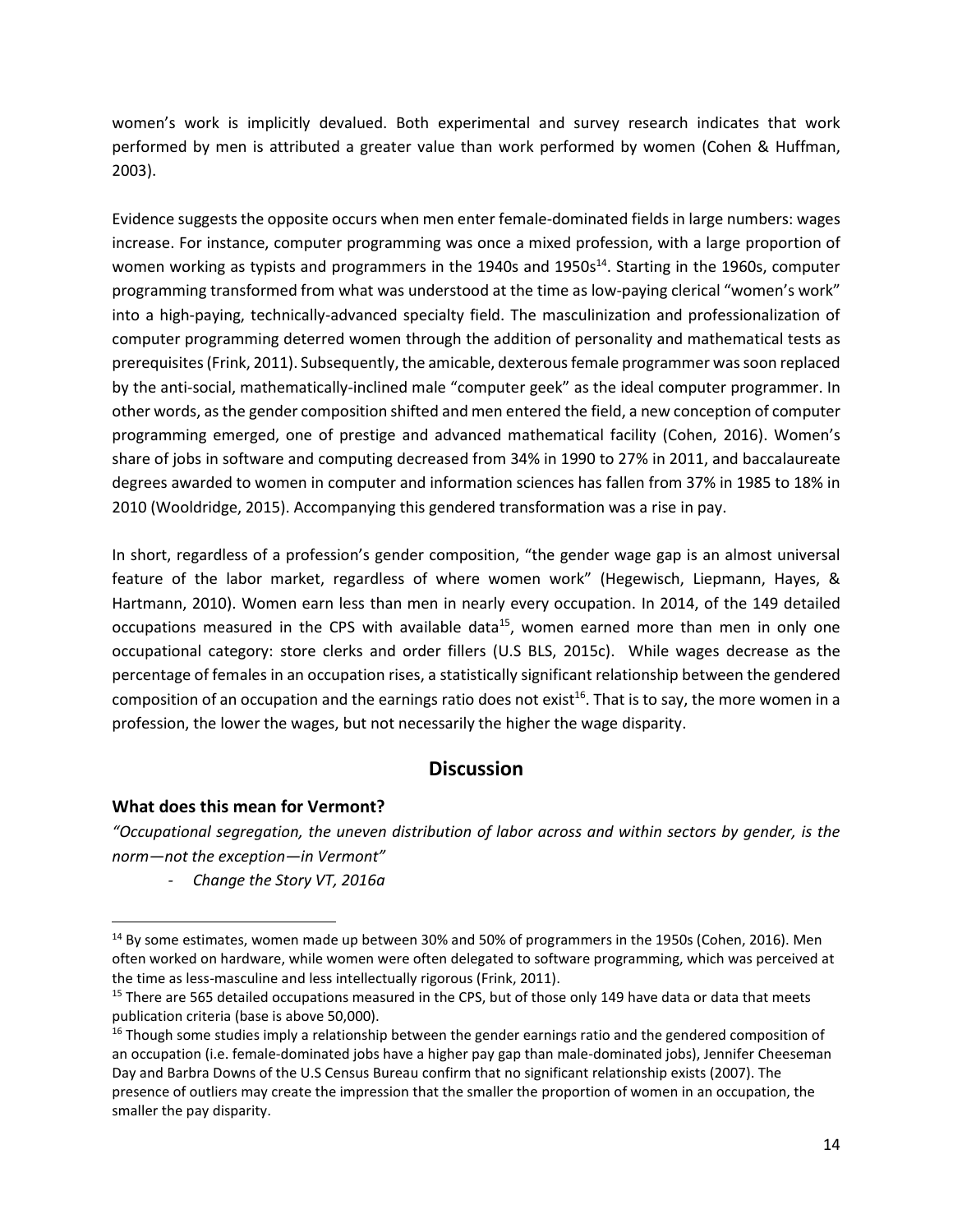women's work is implicitly devalued. Both experimental and survey research indicates that work performed by men is attributed a greater value than work performed by women (Cohen & Huffman, 2003).

Evidence suggests the opposite occurs when men enter female-dominated fields in large numbers: wages increase. For instance, computer programming was once a mixed profession, with a large proportion of women working as typists and programmers in the 1940s and 1950s[14]. Starting in the 1960s, computer programming transformed from what was understood at the time as low-paying clerical "women's work" into a high-paying, technically-advanced specialty field. The masculinization and professionalization of computer programming deterred women through the addition of personality and mathematical tests as prerequisites (Frink, 2011). Subsequently, the amicable, dexterous female programmer was soon replaced by the anti-social, mathematically-inclined male "computer geek" as the ideal computer programmer. In other words, as the gender composition shifted and men entered the field, a new conception of computer programming emerged, one of prestige and advanced mathematical facility (Cohen, 2016). Women's share of jobs in software and computing decreased from 34% in 1990 to 27% in 2011, and baccalaureate degrees awarded to women in computer and information sciences has fallen from 37% in 1985 to 18% in 2010 (Wooldridge, 2015). Accompanying this gendered transformation was a rise in pay.

In short, regardless of a profession's gender composition, "the gender wage gap is an almost universal feature of the labor market, regardless of where women work" (Hegewisch, Liepmann, Hayes, & Hartmann, 2010). Women earn less than men in nearly every occupation. In 2014, of the 149 detailed occupations measured in the CPS with available data[15], women earned more than men in only one occupational category: store clerks and order fillers (U.S BLS, 2015c). While wages decrease as the percentage of females in an occupation rises, a statistically significant relationship between the gendered composition of an occupation and the earnings ratio does not exist[16]. That is to say, the more women in a profession, the lower the wages, but not necessarily the higher the wage disparity.

## Discussion

### What does this mean for Vermont?

*"Occupational segregation, the uneven distribution of labor across and within sectors by gender, is the norm—not the exception—in Vermont"*

- *Change the Story VT, 2016a*

---

[14] By some estimates, women made up between 30% and 50% of programmers in the 1950s (Cohen, 2016). Men often worked on hardware, while women were often delegated to software programming, which was perceived at the time as less-masculine and less intellectually rigorous (Frink, 2011).

[15] There are 565 detailed occupations measured in the CPS, but of those only 149 have data or data that meets publication criteria (base is above 50,000).

[16] Though some studies imply a relationship between the gender earnings ratio and the gendered composition of an occupation (i.e. female-dominated jobs have a higher pay gap than male-dominated jobs), Jennifer Cheeseman Day and Barbra Downs of the U.S Census Bureau confirm that no significant relationship exists (2007). The presence of outliers may create the impression that the smaller the proportion of women in an occupation, the smaller the pay disparity.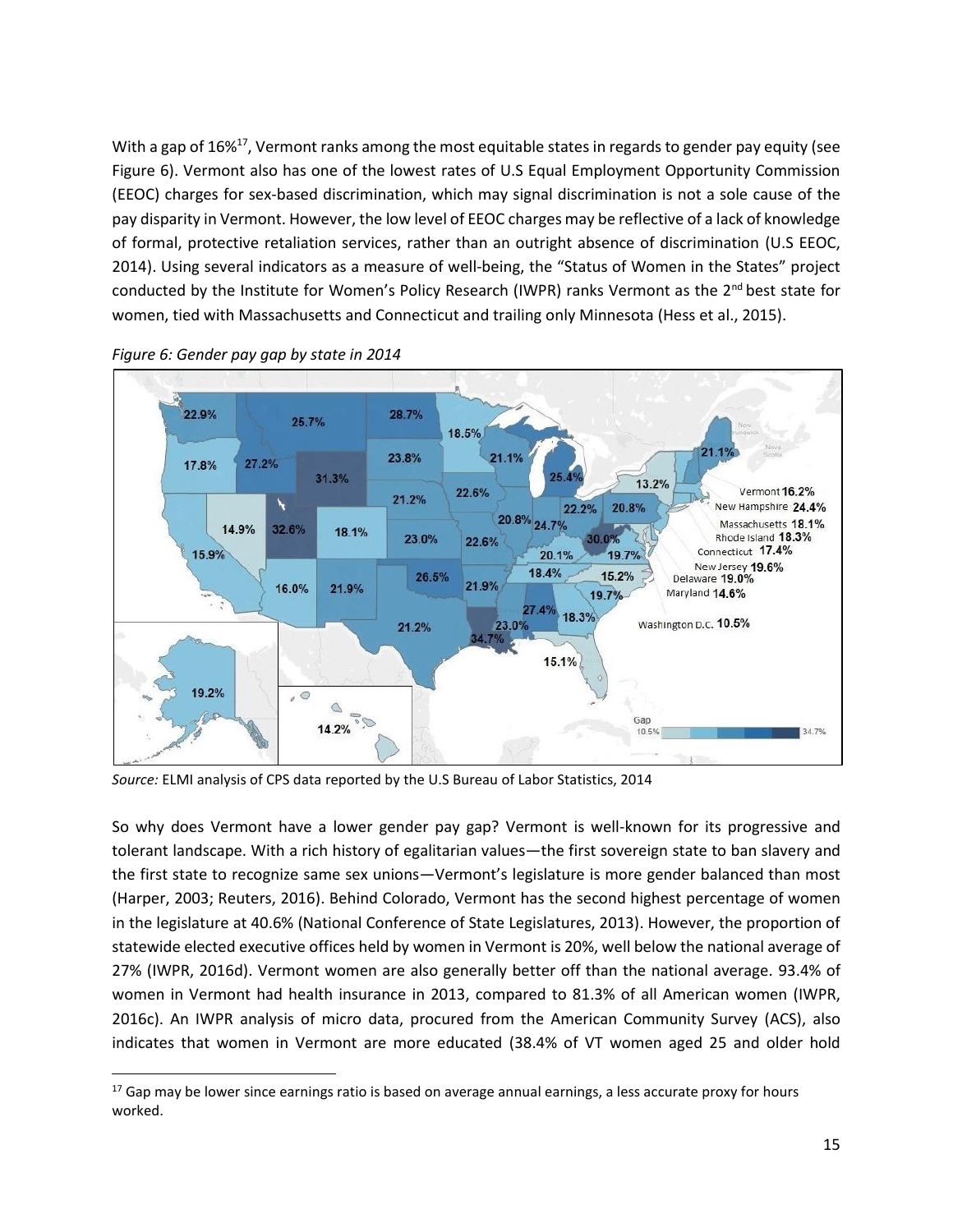With a gap of 16%[17], Vermont ranks among the most equitable states in regards to gender pay equity (see Figure 6). Vermont also has one of the lowest rates of U.S Equal Employment Opportunity Commission (EEOC) charges for sex-based discrimination, which may signal discrimination is not a sole cause of the pay disparity in Vermont. However, the low level of EEOC charges may be reflective of a lack of knowledge of formal, protective retaliation services, rather than an outright absence of discrimination (U.S EEOC, 2014). Using several indicators as a measure of well-being, the "Status of Women in the States" project conducted by the Institute for Women's Policy Research (IWPR) ranks Vermont as the 2nd best state for women, tied with Massachusetts and Connecticut and trailing only Minnesota (Hess et al., 2015).

*Figure 6: Gender pay gap by state in 2014*

*Source:* ELMI analysis of CPS data reported by the U.S Bureau of Labor Statistics, 2014

So why does Vermont have a lower gender pay gap? Vermont is well-known for its progressive and tolerant landscape. With a rich history of egalitarian values—the first sovereign state to ban slavery and the first state to recognize same sex unions—Vermont's legislature is more gender balanced than most (Harper, 2003; Reuters, 2016). Behind Colorado, Vermont has the second highest percentage of women in the legislature at 40.6% (National Conference of State Legislatures, 2013). However, the proportion of statewide elected executive offices held by women in Vermont is 20%, well below the national average of 27% (IWPR, 2016d). Vermont women are also generally better off than the national average. 93.4% of women in Vermont had health insurance in 2013, compared to 81.3% of all American women (IWPR, 2016c). An IWPR analysis of micro data, procured from the American Community Survey (ACS), also indicates that women in Vermont are more educated (38.4% of VT women aged 25 and older hold

[17] Gap may be lower since earnings ratio is based on average annual earnings, a less accurate proxy for hours worked.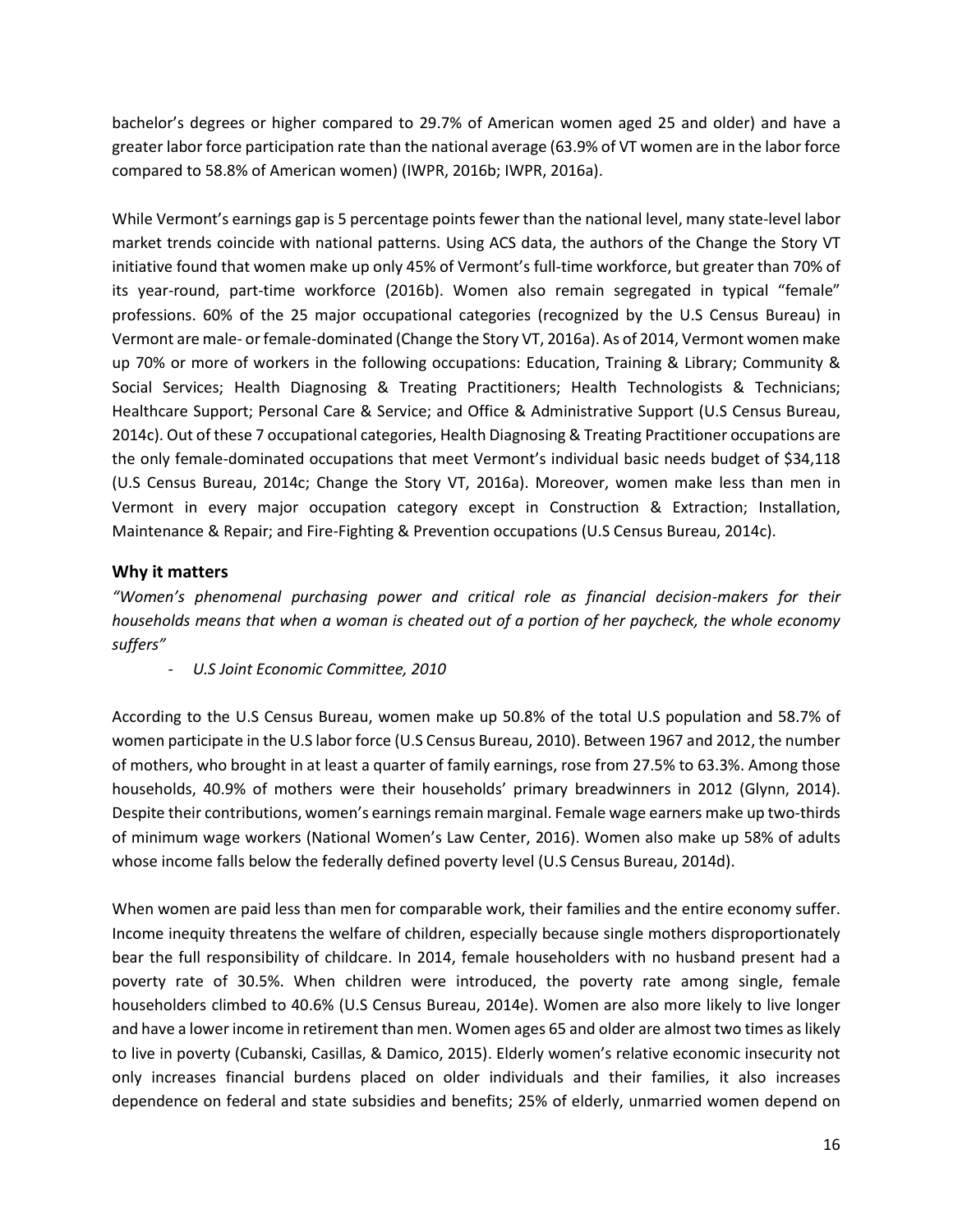bachelor's degrees or higher compared to 29.7% of American women aged 25 and older) and have a greater labor force participation rate than the national average (63.9% of VT women are in the labor force compared to 58.8% of American women) (IWPR, 2016b; IWPR, 2016a).

While Vermont's earnings gap is 5 percentage points fewer than the national level, many state-level labor market trends coincide with national patterns. Using ACS data, the authors of the Change the Story VT initiative found that women make up only 45% of Vermont's full-time workforce, but greater than 70% of its year-round, part-time workforce (2016b). Women also remain segregated in typical "female" professions. 60% of the 25 major occupational categories (recognized by the U.S Census Bureau) in Vermont are male- or female-dominated (Change the Story VT, 2016a). As of 2014, Vermont women make up 70% or more of workers in the following occupations: Education, Training & Library; Community & Social Services; Health Diagnosing & Treating Practitioners; Health Technologists & Technicians; Healthcare Support; Personal Care & Service; and Office & Administrative Support (U.S Census Bureau, 2014c). Out of these 7 occupational categories, Health Diagnosing & Treating Practitioner occupations are the only female-dominated occupations that meet Vermont's individual basic needs budget of $34,118 (U.S Census Bureau, 2014c; Change the Story VT, 2016a). Moreover, women make less than men in Vermont in every major occupation category except in Construction & Extraction; Installation, Maintenance & Repair; and Fire-Fighting & Prevention occupations (U.S Census Bureau, 2014c).

### Why it matters

*"Women's phenomenal purchasing power and critical role as financial decision-makers for their households means that when a woman is cheated out of a portion of her paycheck, the whole economy suffers"*

- *U.S Joint Economic Committee, 2010*

According to the U.S Census Bureau, women make up 50.8% of the total U.S population and 58.7% of women participate in the U.S labor force (U.S Census Bureau, 2010). Between 1967 and 2012, the number of mothers, who brought in at least a quarter of family earnings, rose from 27.5% to 63.3%. Among those households, 40.9% of mothers were their households' primary breadwinners in 2012 (Glynn, 2014). Despite their contributions, women's earnings remain marginal. Female wage earners make up two-thirds of minimum wage workers (National Women's Law Center, 2016). Women also make up 58% of adults whose income falls below the federally defined poverty level (U.S Census Bureau, 2014d).

When women are paid less than men for comparable work, their families and the entire economy suffer. Income inequity threatens the welfare of children, especially because single mothers disproportionately bear the full responsibility of childcare. In 2014, female householders with no husband present had a poverty rate of 30.5%. When children were introduced, the poverty rate among single, female householders climbed to 40.6% (U.S Census Bureau, 2014e). Women are also more likely to live longer and have a lower income in retirement than men. Women ages 65 and older are almost two times as likely to live in poverty (Cubanski, Casillas, & Damico, 2015). Elderly women's relative economic insecurity not only increases financial burdens placed on older individuals and their families, it also increases dependence on federal and state subsidies and benefits; 25% of elderly, unmarried women depend on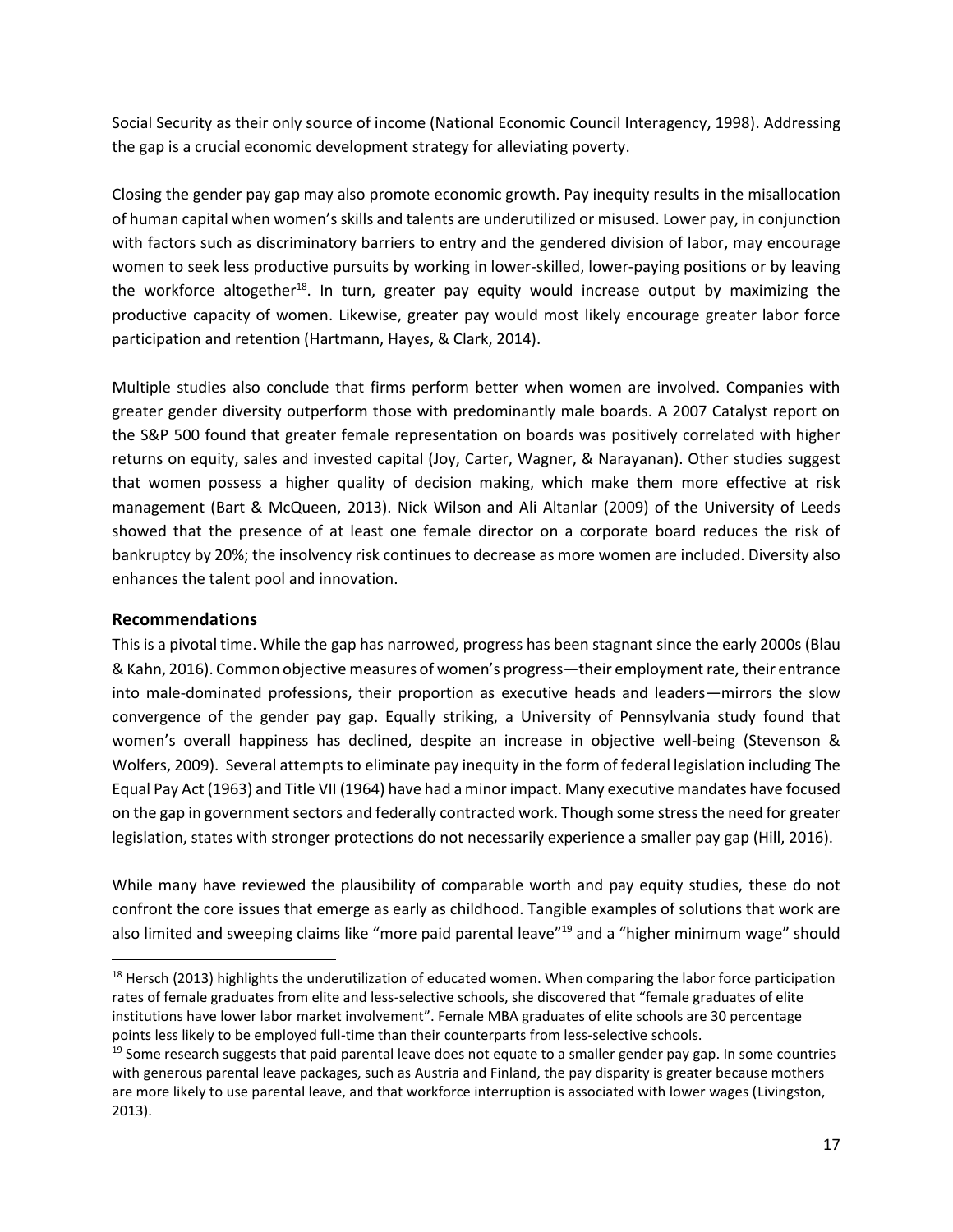Social Security as their only source of income (National Economic Council Interagency, 1998). Addressing the gap is a crucial economic development strategy for alleviating poverty.

Closing the gender pay gap may also promote economic growth. Pay inequity results in the misallocation of human capital when women's skills and talents are underutilized or misused. Lower pay, in conjunction with factors such as discriminatory barriers to entry and the gendered division of labor, may encourage women to seek less productive pursuits by working in lower-skilled, lower-paying positions or by leaving the workforce altogether[18]. In turn, greater pay equity would increase output by maximizing the productive capacity of women. Likewise, greater pay would most likely encourage greater labor force participation and retention (Hartmann, Hayes, & Clark, 2014).

Multiple studies also conclude that firms perform better when women are involved. Companies with greater gender diversity outperform those with predominantly male boards. A 2007 Catalyst report on the S&P 500 found that greater female representation on boards was positively correlated with higher returns on equity, sales and invested capital (Joy, Carter, Wagner, & Narayanan). Other studies suggest that women possess a higher quality of decision making, which make them more effective at risk management (Bart & McQueen, 2013). Nick Wilson and Ali Altanlar (2009) of the University of Leeds showed that the presence of at least one female director on a corporate board reduces the risk of bankruptcy by 20%; the insolvency risk continues to decrease as more women are included. Diversity also enhances the talent pool and innovation.

## Recommendations

This is a pivotal time. While the gap has narrowed, progress has been stagnant since the early 2000s (Blau & Kahn, 2016). Common objective measures of women's progress—their employment rate, their entrance into male-dominated professions, their proportion as executive heads and leaders—mirrors the slow convergence of the gender pay gap. Equally striking, a University of Pennsylvania study found that women's overall happiness has declined, despite an increase in objective well-being (Stevenson & Wolfers, 2009). Several attempts to eliminate pay inequity in the form of federal legislation including The Equal Pay Act (1963) and Title VII (1964) have had a minor impact. Many executive mandates have focused on the gap in government sectors and federally contracted work. Though some stress the need for greater legislation, states with stronger protections do not necessarily experience a smaller pay gap (Hill, 2016).

While many have reviewed the plausibility of comparable worth and pay equity studies, these do not confront the core issues that emerge as early as childhood. Tangible examples of solutions that work are also limited and sweeping claims like "more paid parental leave"[19] and a "higher minimum wage" should

---

[18] Hersch (2013) highlights the underutilization of educated women. When comparing the labor force participation rates of female graduates from elite and less-selective schools, she discovered that "female graduates of elite institutions have lower labor market involvement". Female MBA graduates of elite schools are 30 percentage points less likely to be employed full-time than their counterparts from less-selective schools.

[19] Some research suggests that paid parental leave does not equate to a smaller gender pay gap. In some countries with generous parental leave packages, such as Austria and Finland, the pay disparity is greater because mothers are more likely to use parental leave, and that workforce interruption is associated with lower wages (Livingston, 2013).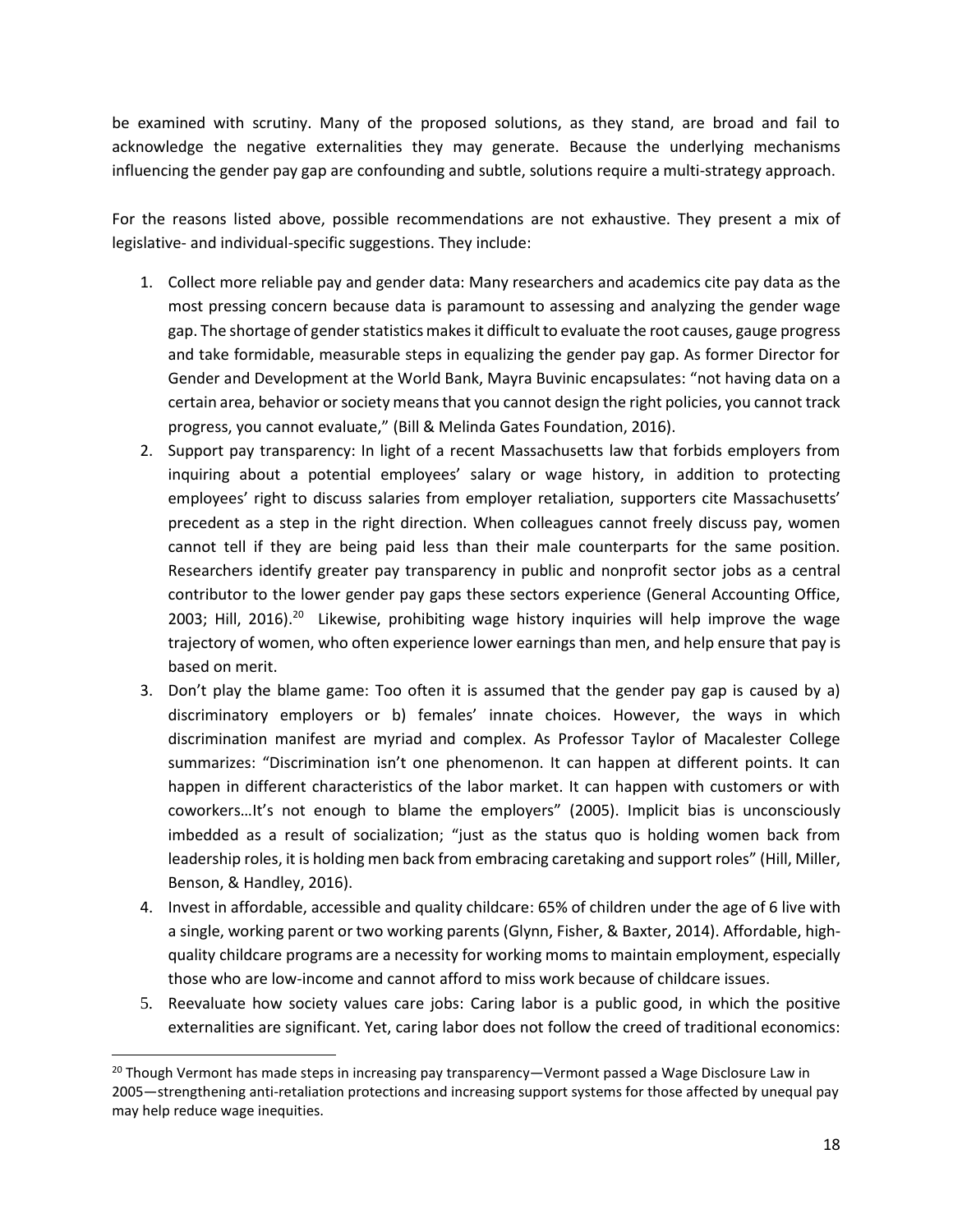be examined with scrutiny. Many of the proposed solutions, as they stand, are broad and fail to acknowledge the negative externalities they may generate. Because the underlying mechanisms influencing the gender pay gap are confounding and subtle, solutions require a multi-strategy approach.

For the reasons listed above, possible recommendations are not exhaustive. They present a mix of legislative- and individual-specific suggestions. They include:

1. Collect more reliable pay and gender data: Many researchers and academics cite pay data as the most pressing concern because data is paramount to assessing and analyzing the gender wage gap. The shortage of gender statistics makes it difficult to evaluate the root causes, gauge progress and take formidable, measurable steps in equalizing the gender pay gap. As former Director for Gender and Development at the World Bank, Mayra Buvinic encapsulates: "not having data on a certain area, behavior or society means that you cannot design the right policies, you cannot track progress, you cannot evaluate," (Bill & Melinda Gates Foundation, 2016).
2. Support pay transparency: In light of a recent Massachusetts law that forbids employers from inquiring about a potential employees' salary or wage history, in addition to protecting employees' right to discuss salaries from employer retaliation, supporters cite Massachusetts' precedent as a step in the right direction. When colleagues cannot freely discuss pay, women cannot tell if they are being paid less than their male counterparts for the same position. Researchers identify greater pay transparency in public and nonprofit sector jobs as a central contributor to the lower gender pay gaps these sectors experience (General Accounting Office, 2003; Hill, 2016).[20] Likewise, prohibiting wage history inquiries will help improve the wage trajectory of women, who often experience lower earnings than men, and help ensure that pay is based on merit.
3. Don't play the blame game: Too often it is assumed that the gender pay gap is caused by a) discriminatory employers or b) females' innate choices. However, the ways in which discrimination manifest are myriad and complex. As Professor Taylor of Macalester College summarizes: "Discrimination isn't one phenomenon. It can happen at different points. It can happen in different characteristics of the labor market. It can happen with customers or with coworkers…It's not enough to blame the employers" (2005). Implicit bias is unconsciously imbedded as a result of socialization; "just as the status quo is holding women back from leadership roles, it is holding men back from embracing caretaking and support roles" (Hill, Miller, Benson, & Handley, 2016).
4. Invest in affordable, accessible and quality childcare: 65% of children under the age of 6 live with a single, working parent or two working parents (Glynn, Fisher, & Baxter, 2014). Affordable, high-quality childcare programs are a necessity for working moms to maintain employment, especially those who are low-income and cannot afford to miss work because of childcare issues.
5. Reevaluate how society values care jobs: Caring labor is a public good, in which the positive externalities are significant. Yet, caring labor does not follow the creed of traditional economics:

[20] Though Vermont has made steps in increasing pay transparency—Vermont passed a Wage Disclosure Law in 2005—strengthening anti-retaliation protections and increasing support systems for those affected by unequal pay may help reduce wage inequities.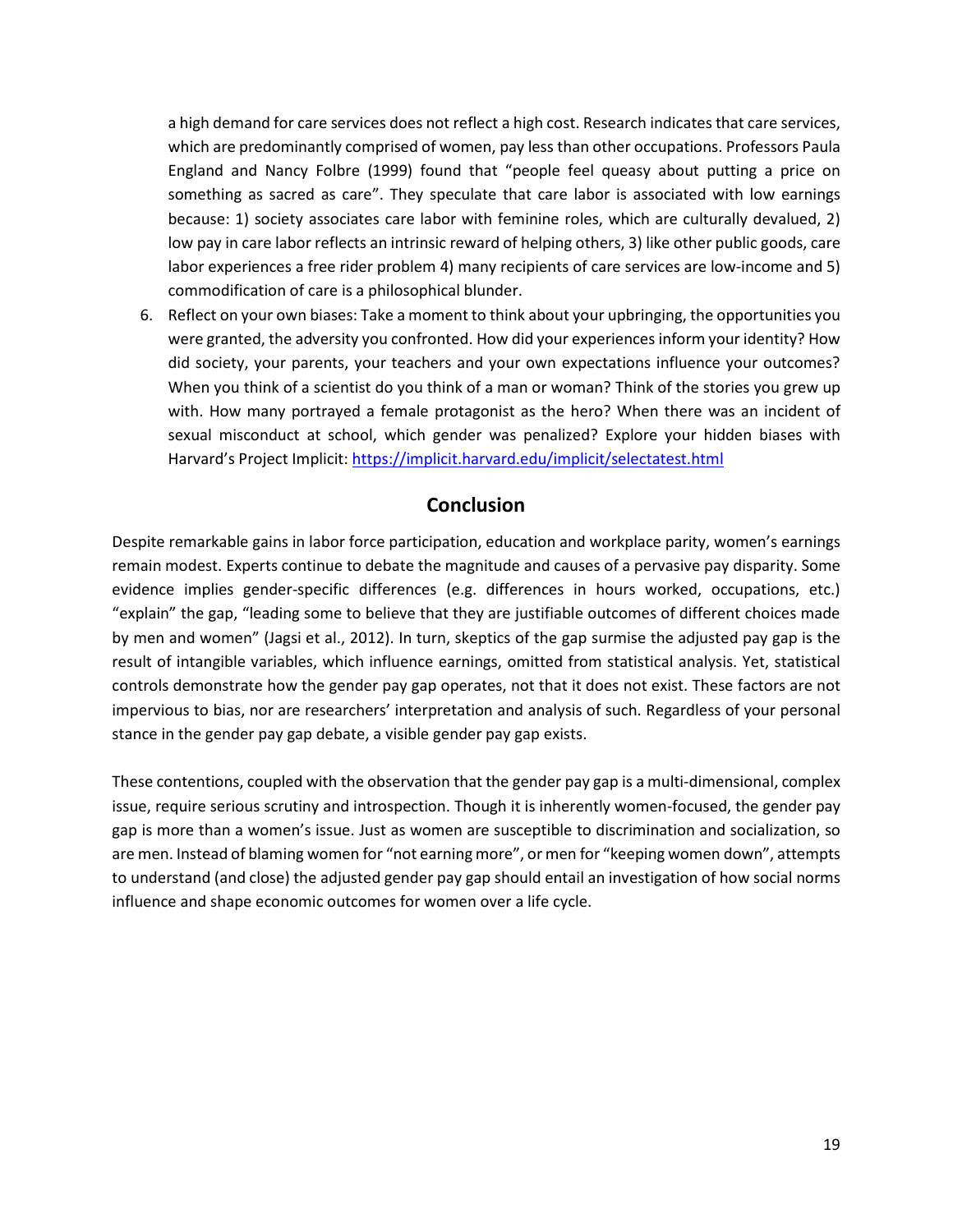a high demand for care services does not reflect a high cost. Research indicates that care services, which are predominantly comprised of women, pay less than other occupations. Professors Paula England and Nancy Folbre (1999) found that "people feel queasy about putting a price on something as sacred as care". They speculate that care labor is associated with low earnings because: 1) society associates care labor with feminine roles, which are culturally devalued, 2) low pay in care labor reflects an intrinsic reward of helping others, 3) like other public goods, care labor experiences a free rider problem 4) many recipients of care services are low-income and 5) commodification of care is a philosophical blunder.

6. Reflect on your own biases: Take a moment to think about your upbringing, the opportunities you were granted, the adversity you confronted. How did your experiences inform your identity? How did society, your parents, your teachers and your own expectations influence your outcomes? When you think of a scientist do you think of a man or woman? Think of the stories you grew up with. How many portrayed a female protagonist as the hero? When there was an incident of sexual misconduct at school, which gender was penalized? Explore your hidden biases with Harvard's Project Implicit: https://implicit.harvard.edu/implicit/selectatest.html

## Conclusion

Despite remarkable gains in labor force participation, education and workplace parity, women's earnings remain modest. Experts continue to debate the magnitude and causes of a pervasive pay disparity. Some evidence implies gender-specific differences (e.g. differences in hours worked, occupations, etc.) "explain" the gap, "leading some to believe that they are justifiable outcomes of different choices made by men and women" (Jagsi et al., 2012). In turn, skeptics of the gap surmise the adjusted pay gap is the result of intangible variables, which influence earnings, omitted from statistical analysis. Yet, statistical controls demonstrate how the gender pay gap operates, not that it does not exist. These factors are not impervious to bias, nor are researchers' interpretation and analysis of such. Regardless of your personal stance in the gender pay gap debate, a visible gender pay gap exists.

These contentions, coupled with the observation that the gender pay gap is a multi-dimensional, complex issue, require serious scrutiny and introspection. Though it is inherently women-focused, the gender pay gap is more than a women's issue. Just as women are susceptible to discrimination and socialization, so are men. Instead of blaming women for "not earning more", or men for "keeping women down", attempts to understand (and close) the adjusted gender pay gap should entail an investigation of how social norms influence and shape economic outcomes for women over a life cycle.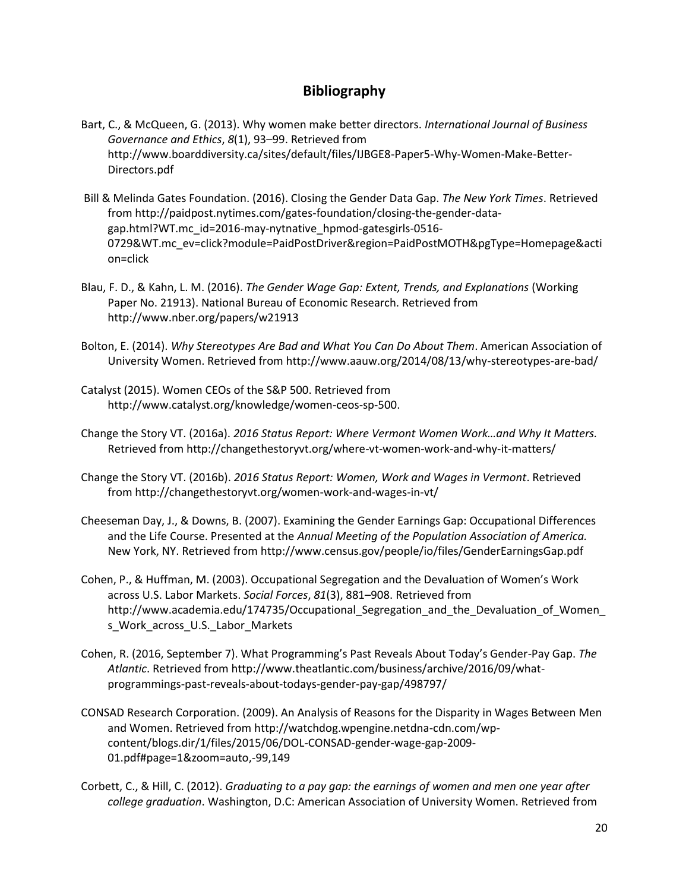## Bibliography

Bart, C., & McQueen, G. (2013). Why women make better directors. *International Journal of Business Governance and Ethics*, *8*(1), 93–99. Retrieved from http://www.boarddiversity.ca/sites/default/files/IJBGE8-Paper5-Why-Women-Make-Better-Directors.pdf

Bill & Melinda Gates Foundation. (2016). Closing the Gender Data Gap. *The New York Times*. Retrieved from http://paidpost.nytimes.com/gates-foundation/closing-the-gender-data-gap.html?WT.mc_id=2016-may-nytnative_hpmod-gatesgirls-0516-0729&WT.mc_ev=click?module=PaidPostDriver&region=PaidPostMOTH&pgType=Homepage&action=click

Blau, F. D., & Kahn, L. M. (2016). *The Gender Wage Gap: Extent, Trends, and Explanations* (Working Paper No. 21913). National Bureau of Economic Research. Retrieved from http://www.nber.org/papers/w21913

Bolton, E. (2014). *Why Stereotypes Are Bad and What You Can Do About Them*. American Association of University Women. Retrieved from http://www.aauw.org/2014/08/13/why-stereotypes-are-bad/

Catalyst (2015). Women CEOs of the S&P 500. Retrieved from http://www.catalyst.org/knowledge/women-ceos-sp-500.

Change the Story VT. (2016a). *2016 Status Report: Where Vermont Women Work…and Why It Matters.* Retrieved from http://changethestoryvt.org/where-vt-women-work-and-why-it-matters/

Change the Story VT. (2016b). *2016 Status Report: Women, Work and Wages in Vermont*. Retrieved from http://changethestoryvt.org/women-work-and-wages-in-vt/

Cheeseman Day, J., & Downs, B. (2007). Examining the Gender Earnings Gap: Occupational Differences and the Life Course. Presented at the *Annual Meeting of the Population Association of America.* New York, NY. Retrieved from http://www.census.gov/people/io/files/GenderEarningsGap.pdf

Cohen, P., & Huffman, M. (2003). Occupational Segregation and the Devaluation of Women's Work across U.S. Labor Markets. *Social Forces*, *81*(3), 881–908. Retrieved from http://www.academia.edu/174735/Occupational_Segregation_and_the_Devaluation_of_Women_s_Work_across_U.S._Labor_Markets

Cohen, R. (2016, September 7). What Programming's Past Reveals About Today's Gender-Pay Gap. *The Atlantic*. Retrieved from http://www.theatlantic.com/business/archive/2016/09/what-programmings-past-reveals-about-todays-gender-pay-gap/498797/

CONSAD Research Corporation. (2009). An Analysis of Reasons for the Disparity in Wages Between Men and Women. Retrieved from http://watchdog.wpengine.netdna-cdn.com/wp-content/blogs.dir/1/files/2015/06/DOL-CONSAD-gender-wage-gap-2009-01.pdf#page=1&zoom=auto,-99,149

Corbett, C., & Hill, C. (2012). *Graduating to a pay gap: the earnings of women and men one year after college graduation*. Washington, D.C: American Association of University Women. Retrieved from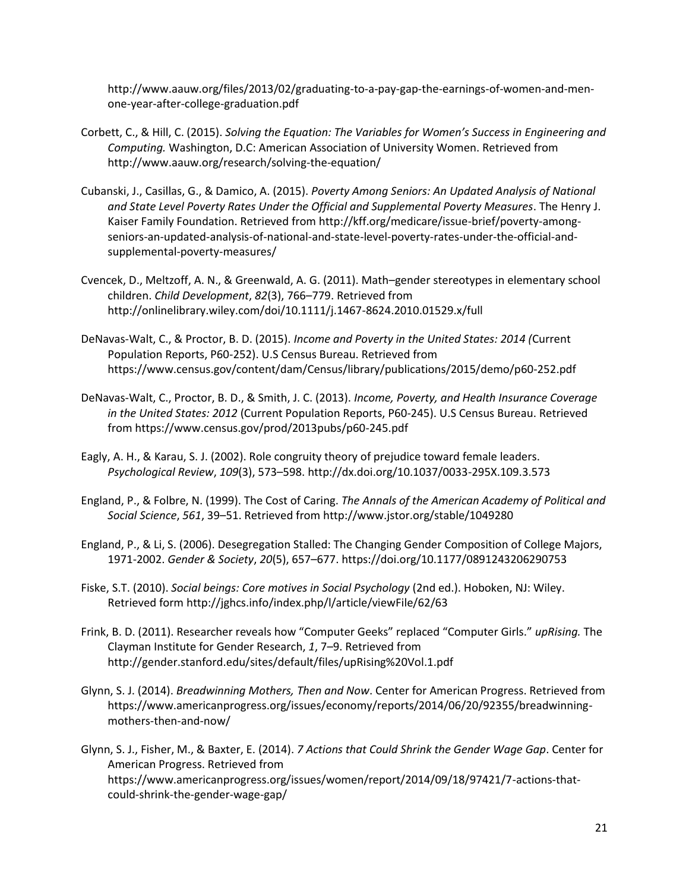http://www.aauw.org/files/2013/02/graduating-to-a-pay-gap-the-earnings-of-women-and-men-one-year-after-college-graduation.pdf

Corbett, C., & Hill, C. (2015). *Solving the Equation: The Variables for Women's Success in Engineering and Computing.* Washington, D.C: American Association of University Women. Retrieved from http://www.aauw.org/research/solving-the-equation/

Cubanski, J., Casillas, G., & Damico, A. (2015). *Poverty Among Seniors: An Updated Analysis of National and State Level Poverty Rates Under the Official and Supplemental Poverty Measures*. The Henry J. Kaiser Family Foundation. Retrieved from http://kff.org/medicare/issue-brief/poverty-among-seniors-an-updated-analysis-of-national-and-state-level-poverty-rates-under-the-official-and-supplemental-poverty-measures/

Cvencek, D., Meltzoff, A. N., & Greenwald, A. G. (2011). Math–gender stereotypes in elementary school children. *Child Development*, *82*(3), 766–779. Retrieved from http://onlinelibrary.wiley.com/doi/10.1111/j.1467-8624.2010.01529.x/full

DeNavas-Walt, C., & Proctor, B. D. (2015). *Income and Poverty in the United States: 2014 (*Current Population Reports, P60-252). U.S Census Bureau. Retrieved from https://www.census.gov/content/dam/Census/library/publications/2015/demo/p60-252.pdf

DeNavas-Walt, C., Proctor, B. D., & Smith, J. C. (2013). *Income, Poverty, and Health Insurance Coverage in the United States: 2012* (Current Population Reports, P60-245). U.S Census Bureau. Retrieved from https://www.census.gov/prod/2013pubs/p60-245.pdf

Eagly, A. H., & Karau, S. J. (2002). Role congruity theory of prejudice toward female leaders. *Psychological Review*, *109*(3), 573–598. http://dx.doi.org/10.1037/0033-295X.109.3.573

England, P., & Folbre, N. (1999). The Cost of Caring. *The Annals of the American Academy of Political and Social Science*, *561*, 39–51. Retrieved from http://www.jstor.org/stable/1049280

England, P., & Li, S. (2006). Desegregation Stalled: The Changing Gender Composition of College Majors, 1971-2002. *Gender & Society*, *20*(5), 657–677. https://doi.org/10.1177/0891243206290753

Fiske, S.T. (2010). *Social beings: Core motives in Social Psychology* (2nd ed.). Hoboken, NJ: Wiley. Retrieved form http://jghcs.info/index.php/l/article/viewFile/62/63

Frink, B. D. (2011). Researcher reveals how "Computer Geeks" replaced "Computer Girls." *upRising.* The Clayman Institute for Gender Research, *1*, 7–9. Retrieved from http://gender.stanford.edu/sites/default/files/upRising%20Vol.1.pdf

Glynn, S. J. (2014). *Breadwinning Mothers, Then and Now*. Center for American Progress. Retrieved from https://www.americanprogress.org/issues/economy/reports/2014/06/20/92355/breadwinning-mothers-then-and-now/

Glynn, S. J., Fisher, M., & Baxter, E. (2014). *7 Actions that Could Shrink the Gender Wage Gap*. Center for American Progress. Retrieved from https://www.americanprogress.org/issues/women/report/2014/09/18/97421/7-actions-that-could-shrink-the-gender-wage-gap/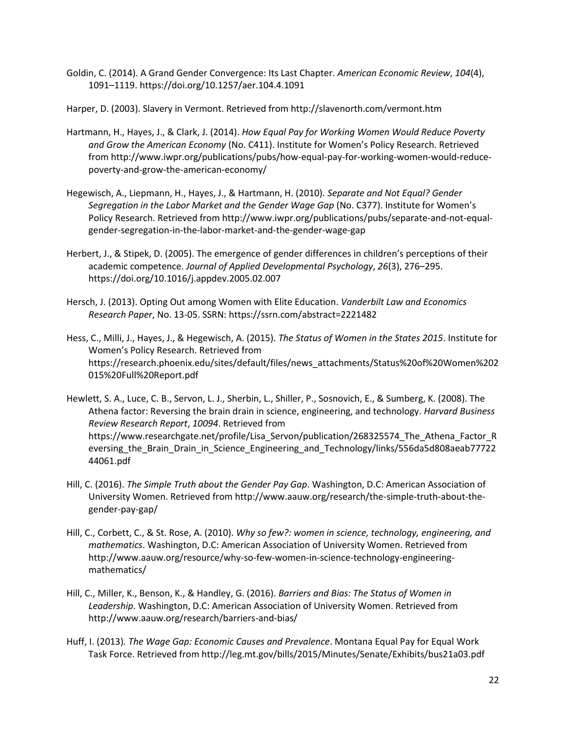Goldin, C. (2014). A Grand Gender Convergence: Its Last Chapter. *American Economic Review*, *104*(4), 1091–1119. https://doi.org/10.1257/aer.104.4.1091

Harper, D. (2003). Slavery in Vermont. Retrieved from http://slavenorth.com/vermont.htm

Hartmann, H., Hayes, J., & Clark, J. (2014). *How Equal Pay for Working Women Would Reduce Poverty and Grow the American Economy* (No. C411). Institute for Women's Policy Research. Retrieved from http://www.iwpr.org/publications/pubs/how-equal-pay-for-working-women-would-reduce-poverty-and-grow-the-american-economy/

Hegewisch, A., Liepmann, H., Hayes, J., & Hartmann, H. (2010). *Separate and Not Equal? Gender Segregation in the Labor Market and the Gender Wage Gap* (No. C377). Institute for Women's Policy Research. Retrieved from http://www.iwpr.org/publications/pubs/separate-and-not-equal-gender-segregation-in-the-labor-market-and-the-gender-wage-gap

Herbert, J., & Stipek, D. (2005). The emergence of gender differences in children's perceptions of their academic competence. *Journal of Applied Developmental Psychology*, *26*(3), 276–295. https://doi.org/10.1016/j.appdev.2005.02.007

Hersch, J. (2013). Opting Out among Women with Elite Education. *Vanderbilt Law and Economics Research Paper*, No. 13-05. SSRN: https://ssrn.com/abstract=2221482

Hess, C., Milli, J., Hayes, J., & Hegewisch, A. (2015). *The Status of Women in the States 2015*. Institute for Women's Policy Research. Retrieved from https://research.phoenix.edu/sites/default/files/news_attachments/Status%20of%20Women%202015%20Full%20Report.pdf

Hewlett, S. A., Luce, C. B., Servon, L. J., Sherbin, L., Shiller, P., Sosnovich, E., & Sumberg, K. (2008). The Athena factor: Reversing the brain drain in science, engineering, and technology. *Harvard Business Review Research Report*, *10094*. Retrieved from https://www.researchgate.net/profile/Lisa_Servon/publication/268325574_The_Athena_Factor_Reversing_the_Brain_Drain_in_Science_Engineering_and_Technology/links/556da5d808aeab7772244061.pdf

Hill, C. (2016). *The Simple Truth about the Gender Pay Gap*. Washington, D.C: American Association of University Women. Retrieved from http://www.aauw.org/research/the-simple-truth-about-the-gender-pay-gap/

Hill, C., Corbett, C., & St. Rose, A. (2010). *Why so few?: women in science, technology, engineering, and mathematics*. Washington, D.C: American Association of University Women. Retrieved from http://www.aauw.org/resource/why-so-few-women-in-science-technology-engineering-mathematics/

Hill, C., Miller, K., Benson, K., & Handley, G. (2016). *Barriers and Bias: The Status of Women in Leadership*. Washington, D.C: American Association of University Women. Retrieved from http://www.aauw.org/research/barriers-and-bias/

Huff, I. (2013). *The Wage Gap: Economic Causes and Prevalence*. Montana Equal Pay for Equal Work Task Force. Retrieved from http://leg.mt.gov/bills/2015/Minutes/Senate/Exhibits/bus21a03.pdf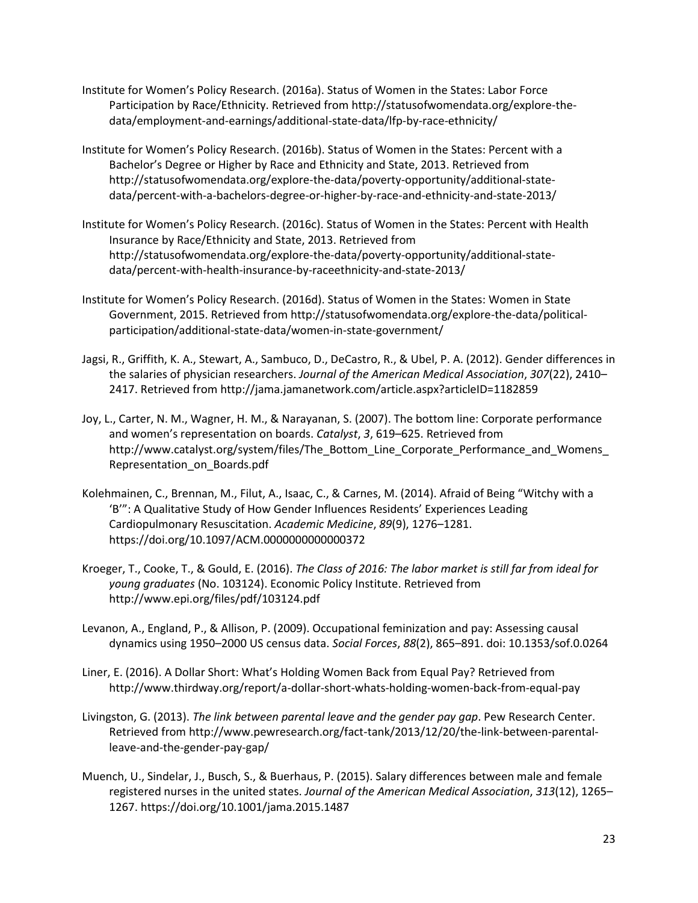Institute for Women's Policy Research. (2016a). Status of Women in the States: Labor Force Participation by Race/Ethnicity. Retrieved from http://statusofwomendata.org/explore-the-data/employment-and-earnings/additional-state-data/lfp-by-race-ethnicity/

Institute for Women's Policy Research. (2016b). Status of Women in the States: Percent with a Bachelor's Degree or Higher by Race and Ethnicity and State, 2013. Retrieved from http://statusofwomendata.org/explore-the-data/poverty-opportunity/additional-state-data/percent-with-a-bachelors-degree-or-higher-by-race-and-ethnicity-and-state-2013/

Institute for Women's Policy Research. (2016c). Status of Women in the States: Percent with Health Insurance by Race/Ethnicity and State, 2013. Retrieved from http://statusofwomendata.org/explore-the-data/poverty-opportunity/additional-state-data/percent-with-health-insurance-by-raceethnicity-and-state-2013/

Institute for Women's Policy Research. (2016d). Status of Women in the States: Women in State Government, 2015. Retrieved from http://statusofwomendata.org/explore-the-data/political-participation/additional-state-data/women-in-state-government/

Jagsi, R., Griffith, K. A., Stewart, A., Sambuco, D., DeCastro, R., & Ubel, P. A. (2012). Gender differences in the salaries of physician researchers. *Journal of the American Medical Association*, *307*(22), 2410–2417. Retrieved from http://jama.jamanetwork.com/article.aspx?articleID=1182859

Joy, L., Carter, N. M., Wagner, H. M., & Narayanan, S. (2007). The bottom line: Corporate performance and women's representation on boards. *Catalyst*, *3*, 619–625. Retrieved from http://www.catalyst.org/system/files/The_Bottom_Line_Corporate_Performance_and_Womens_Representation_on_Boards.pdf

Kolehmainen, C., Brennan, M., Filut, A., Isaac, C., & Carnes, M. (2014). Afraid of Being "Witchy with a 'B'": A Qualitative Study of How Gender Influences Residents' Experiences Leading Cardiopulmonary Resuscitation. *Academic Medicine*, *89*(9), 1276–1281. https://doi.org/10.1097/ACM.0000000000000372

Kroeger, T., Cooke, T., & Gould, E. (2016). *The Class of 2016: The labor market is still far from ideal for young graduates* (No. 103124). Economic Policy Institute. Retrieved from http://www.epi.org/files/pdf/103124.pdf

Levanon, A., England, P., & Allison, P. (2009). Occupational feminization and pay: Assessing causal dynamics using 1950–2000 US census data. *Social Forces*, *88*(2), 865–891. doi: 10.1353/sof.0.0264

Liner, E. (2016). A Dollar Short: What's Holding Women Back from Equal Pay? Retrieved from http://www.thirdway.org/report/a-dollar-short-whats-holding-women-back-from-equal-pay

Livingston, G. (2013). *The link between parental leave and the gender pay gap*. Pew Research Center. Retrieved from http://www.pewresearch.org/fact-tank/2013/12/20/the-link-between-parental-leave-and-the-gender-pay-gap/

Muench, U., Sindelar, J., Busch, S., & Buerhaus, P. (2015). Salary differences between male and female registered nurses in the united states. *Journal of the American Medical Association*, *313*(12), 1265–1267. https://doi.org/10.1001/jama.2015.1487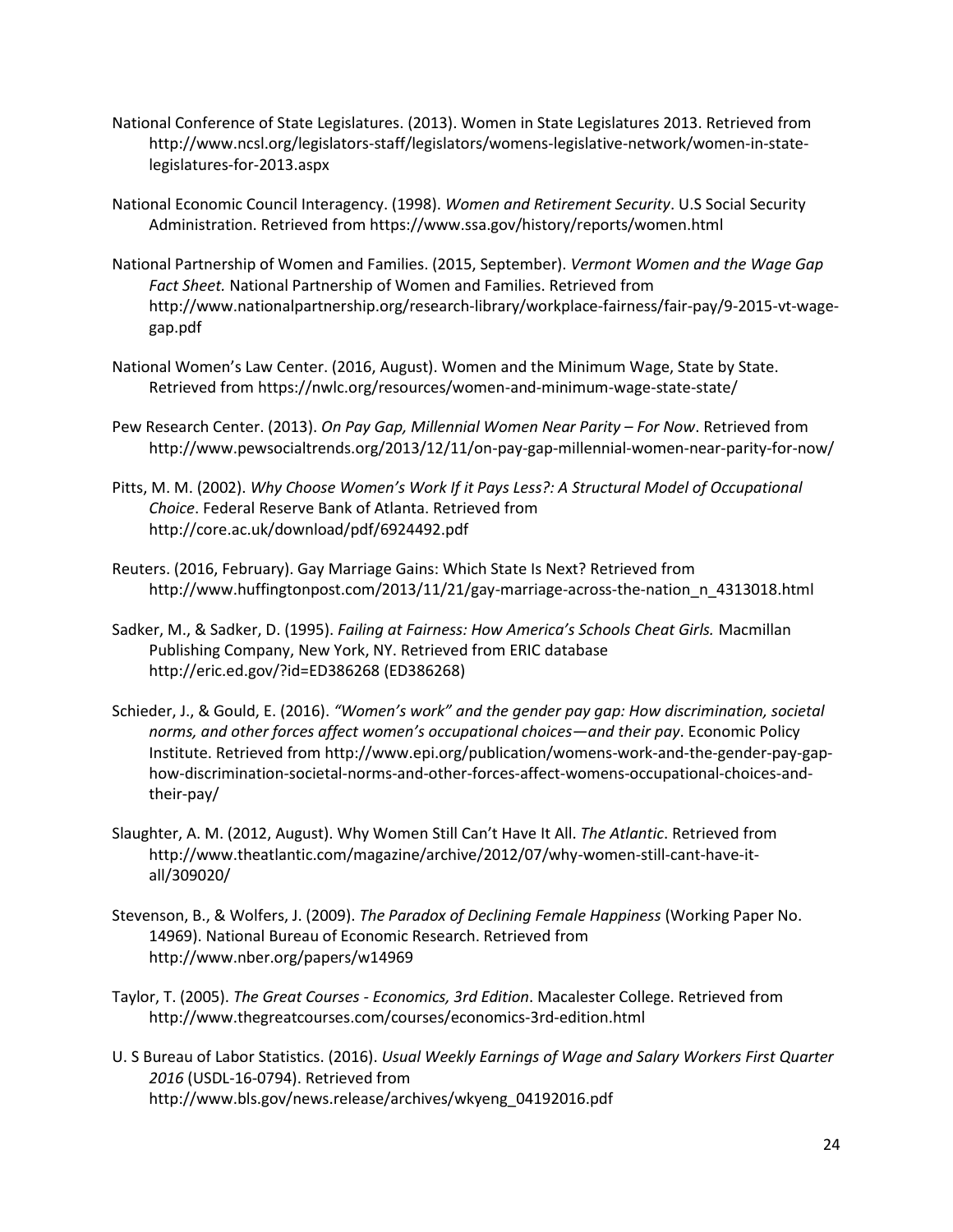National Conference of State Legislatures. (2013). Women in State Legislatures 2013. Retrieved from http://www.ncsl.org/legislators-staff/legislators/womens-legislative-network/women-in-state-legislatures-for-2013.aspx

National Economic Council Interagency. (1998). *Women and Retirement Security*. U.S Social Security Administration. Retrieved from https://www.ssa.gov/history/reports/women.html

National Partnership of Women and Families. (2015, September). *Vermont Women and the Wage Gap Fact Sheet.* National Partnership of Women and Families. Retrieved from http://www.nationalpartnership.org/research-library/workplace-fairness/fair-pay/9-2015-vt-wage-gap.pdf

National Women's Law Center. (2016, August). Women and the Minimum Wage, State by State. Retrieved from https://nwlc.org/resources/women-and-minimum-wage-state-state/

Pew Research Center. (2013). *On Pay Gap, Millennial Women Near Parity – For Now*. Retrieved from http://www.pewsocialtrends.org/2013/12/11/on-pay-gap-millennial-women-near-parity-for-now/

Pitts, M. M. (2002). *Why Choose Women's Work If it Pays Less?: A Structural Model of Occupational Choice*. Federal Reserve Bank of Atlanta. Retrieved from http://core.ac.uk/download/pdf/6924492.pdf

Reuters. (2016, February). Gay Marriage Gains: Which State Is Next? Retrieved from http://www.huffingtonpost.com/2013/11/21/gay-marriage-across-the-nation_n_4313018.html

Sadker, M., & Sadker, D. (1995). *Failing at Fairness: How America's Schools Cheat Girls.* Macmillan Publishing Company, New York, NY. Retrieved from ERIC database http://eric.ed.gov/?id=ED386268 (ED386268)

Schieder, J., & Gould, E. (2016). *"Women's work" and the gender pay gap: How discrimination, societal norms, and other forces affect women's occupational choices—and their pay*. Economic Policy Institute. Retrieved from http://www.epi.org/publication/womens-work-and-the-gender-pay-gap-how-discrimination-societal-norms-and-other-forces-affect-womens-occupational-choices-and-their-pay/

Slaughter, A. M. (2012, August). Why Women Still Can't Have It All. *The Atlantic*. Retrieved from http://www.theatlantic.com/magazine/archive/2012/07/why-women-still-cant-have-it-all/309020/

Stevenson, B., & Wolfers, J. (2009). *The Paradox of Declining Female Happiness* (Working Paper No. 14969). National Bureau of Economic Research. Retrieved from http://www.nber.org/papers/w14969

Taylor, T. (2005). *The Great Courses - Economics, 3rd Edition*. Macalester College. Retrieved from http://www.thegreatcourses.com/courses/economics-3rd-edition.html

U. S Bureau of Labor Statistics. (2016). *Usual Weekly Earnings of Wage and Salary Workers First Quarter 2016* (USDL-16-0794). Retrieved from http://www.bls.gov/news.release/archives/wkyeng_04192016.pdf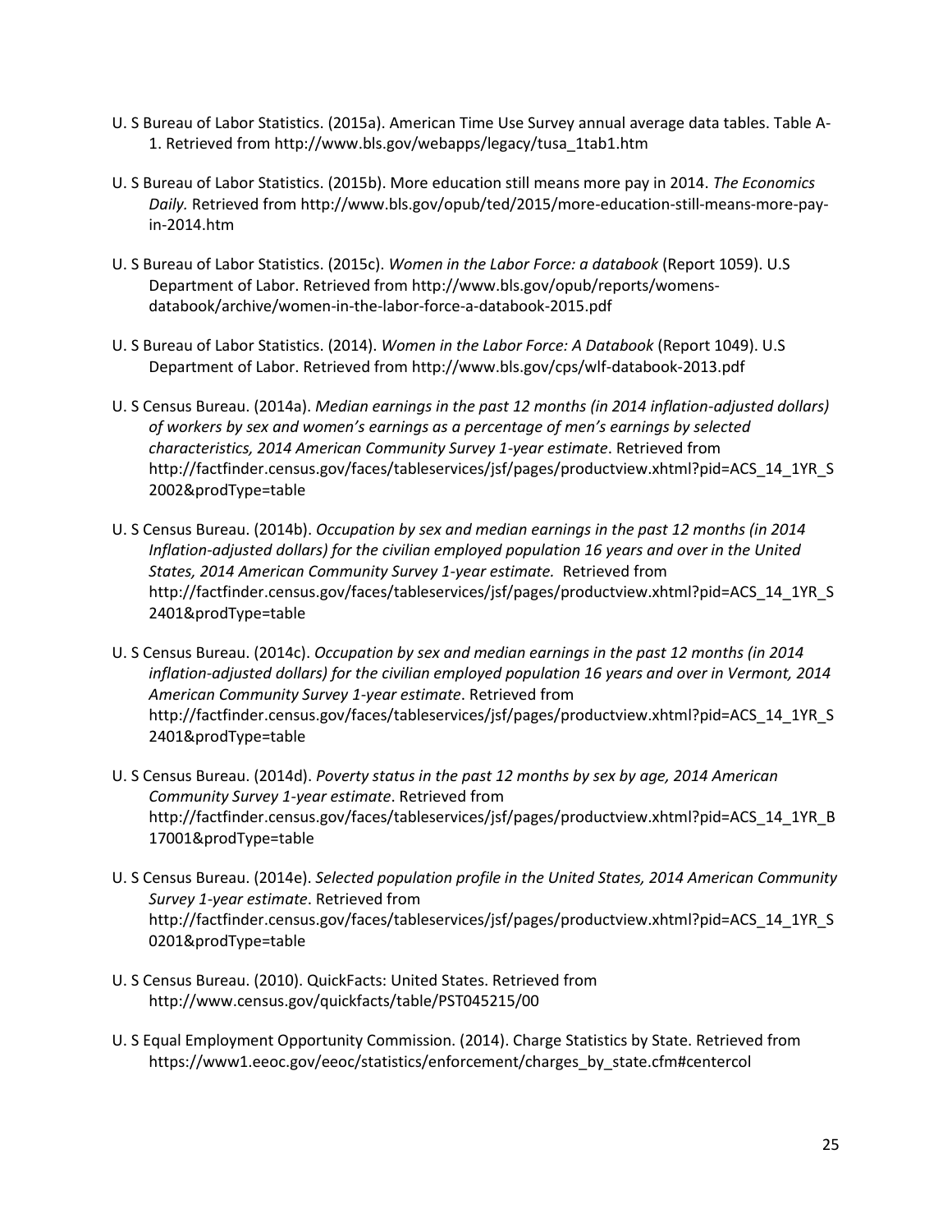U. S Bureau of Labor Statistics. (2015a). American Time Use Survey annual average data tables. Table A-1. Retrieved from http://www.bls.gov/webapps/legacy/tusa_1tab1.htm

U. S Bureau of Labor Statistics. (2015b). More education still means more pay in 2014. *The Economics Daily.* Retrieved from http://www.bls.gov/opub/ted/2015/more-education-still-means-more-pay-in-2014.htm

U. S Bureau of Labor Statistics. (2015c). *Women in the Labor Force: a databook* (Report 1059). U.S Department of Labor. Retrieved from http://www.bls.gov/opub/reports/womens-databook/archive/women-in-the-labor-force-a-databook-2015.pdf

U. S Bureau of Labor Statistics. (2014). *Women in the Labor Force: A Databook* (Report 1049). U.S Department of Labor. Retrieved from http://www.bls.gov/cps/wlf-databook-2013.pdf

U. S Census Bureau. (2014a). *Median earnings in the past 12 months (in 2014 inflation-adjusted dollars) of workers by sex and women's earnings as a percentage of men's earnings by selected characteristics, 2014 American Community Survey 1-year estimate*. Retrieved from http://factfinder.census.gov/faces/tableservices/jsf/pages/productview.xhtml?pid=ACS_14_1YR_S2002&prodType=table

U. S Census Bureau. (2014b). *Occupation by sex and median earnings in the past 12 months (in 2014 Inflation-adjusted dollars) for the civilian employed population 16 years and over in the United States, 2014 American Community Survey 1-year estimate.* Retrieved from http://factfinder.census.gov/faces/tableservices/jsf/pages/productview.xhtml?pid=ACS_14_1YR_S2401&prodType=table

U. S Census Bureau. (2014c). *Occupation by sex and median earnings in the past 12 months (in 2014 inflation-adjusted dollars) for the civilian employed population 16 years and over in Vermont, 2014 American Community Survey 1-year estimate*. Retrieved from http://factfinder.census.gov/faces/tableservices/jsf/pages/productview.xhtml?pid=ACS_14_1YR_S2401&prodType=table

U. S Census Bureau. (2014d). *Poverty status in the past 12 months by sex by age, 2014 American Community Survey 1-year estimate*. Retrieved from http://factfinder.census.gov/faces/tableservices/jsf/pages/productview.xhtml?pid=ACS_14_1YR_B17001&prodType=table

U. S Census Bureau. (2014e). *Selected population profile in the United States, 2014 American Community Survey 1-year estimate*. Retrieved from http://factfinder.census.gov/faces/tableservices/jsf/pages/productview.xhtml?pid=ACS_14_1YR_S0201&prodType=table

U. S Census Bureau. (2010). QuickFacts: United States. Retrieved from http://www.census.gov/quickfacts/table/PST045215/00

U. S Equal Employment Opportunity Commission. (2014). Charge Statistics by State. Retrieved from https://www1.eeoc.gov/eeoc/statistics/enforcement/charges_by_state.cfm#centercol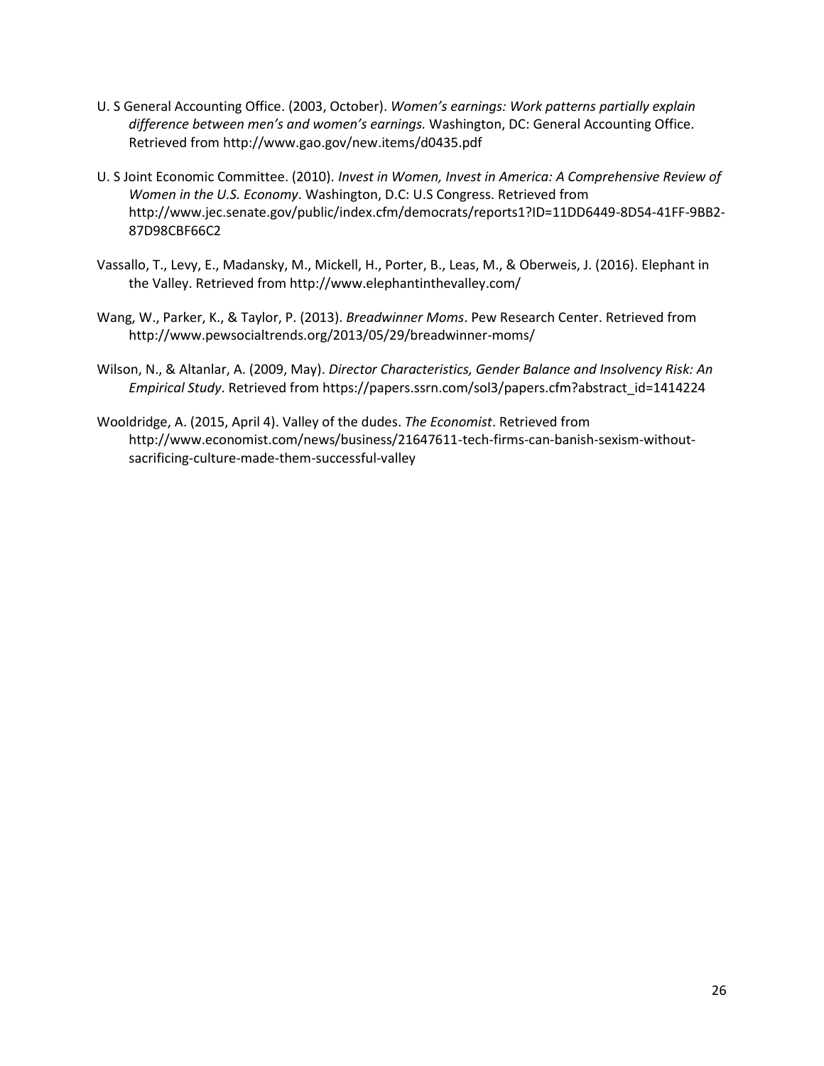U. S General Accounting Office. (2003, October). *Women's earnings: Work patterns partially explain difference between men's and women's earnings.* Washington, DC: General Accounting Office. Retrieved from http://www.gao.gov/new.items/d0435.pdf

U. S Joint Economic Committee. (2010). *Invest in Women, Invest in America: A Comprehensive Review of Women in the U.S. Economy*. Washington, D.C: U.S Congress. Retrieved from http://www.jec.senate.gov/public/index.cfm/democrats/reports1?ID=11DD6449-8D54-41FF-9BB2-87D98CBF66C2

Vassallo, T., Levy, E., Madansky, M., Mickell, H., Porter, B., Leas, M., & Oberweis, J. (2016). Elephant in the Valley. Retrieved from http://www.elephantinthevalley.com/

Wang, W., Parker, K., & Taylor, P. (2013). *Breadwinner Moms*. Pew Research Center. Retrieved from http://www.pewsocialtrends.org/2013/05/29/breadwinner-moms/

Wilson, N., & Altanlar, A. (2009, May). *Director Characteristics, Gender Balance and Insolvency Risk: An Empirical Study*. Retrieved from https://papers.ssrn.com/sol3/papers.cfm?abstract_id=1414224

Wooldridge, A. (2015, April 4). Valley of the dudes. *The Economist*. Retrieved from http://www.economist.com/news/business/21647611-tech-firms-can-banish-sexism-without-sacrificing-culture-made-them-successful-valley